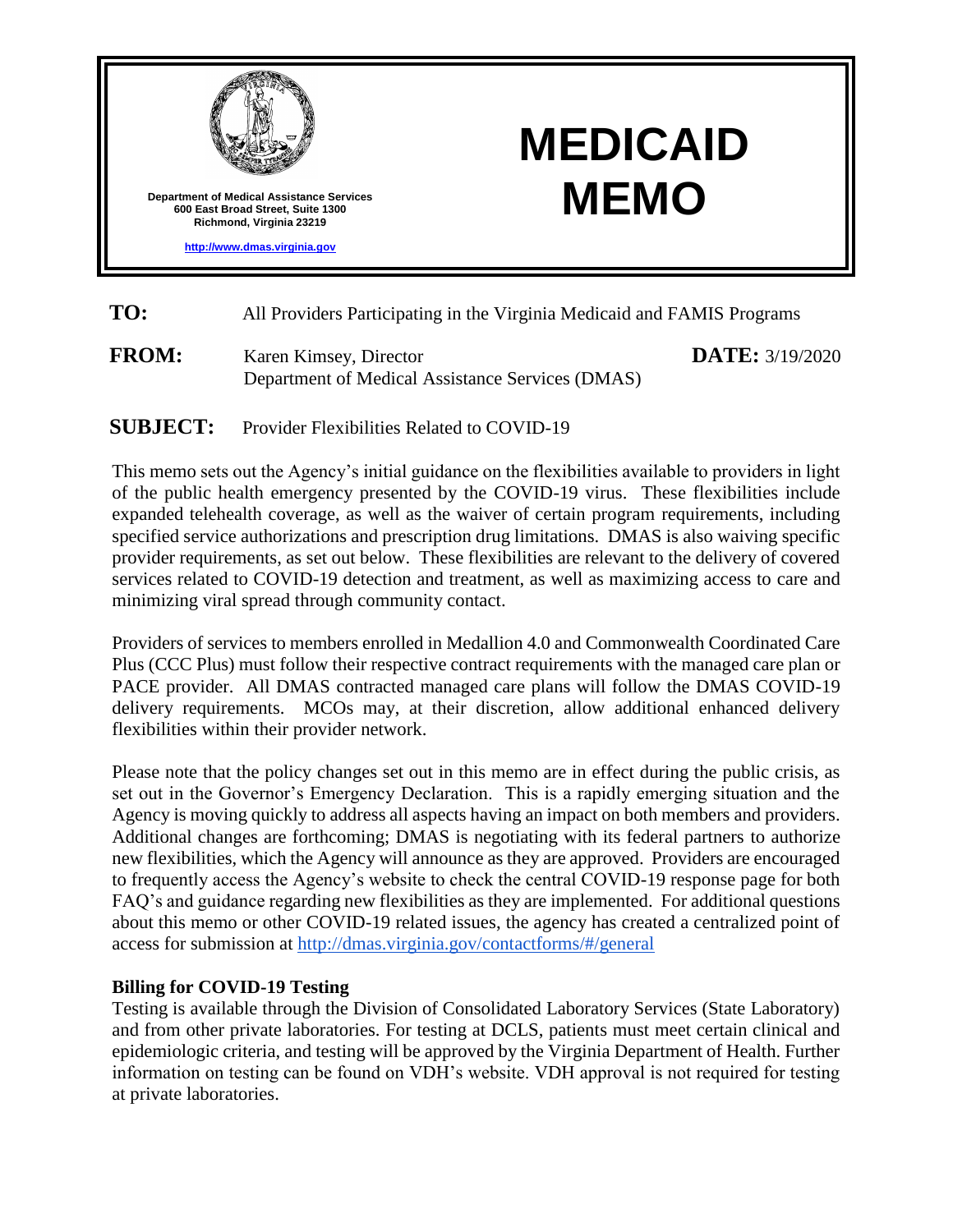Department of Medical Assistance Services
600 East Broad Street, Suite 1300
Richmond, Virginia 23219

http://www.dmas.virginia.gov

# MEDICAID MEMO

**TO:** All Providers Participating in the Virginia Medicaid and FAMIS Programs

**FROM:** Karen Kimsey, Director
Department of Medical Assistance Services (DMAS)

**DATE:** 3/19/2020

**SUBJECT:** Provider Flexibilities Related to COVID-19

This memo sets out the Agency's initial guidance on the flexibilities available to providers in light of the public health emergency presented by the COVID-19 virus. These flexibilities include expanded telehealth coverage, as well as the waiver of certain program requirements, including specified service authorizations and prescription drug limitations. DMAS is also waiving specific provider requirements, as set out below. These flexibilities are relevant to the delivery of covered services related to COVID-19 detection and treatment, as well as maximizing access to care and minimizing viral spread through community contact.

Providers of services to members enrolled in Medallion 4.0 and Commonwealth Coordinated Care Plus (CCC Plus) must follow their respective contract requirements with the managed care plan or PACE provider. All DMAS contracted managed care plans will follow the DMAS COVID-19 delivery requirements. MCOs may, at their discretion, allow additional enhanced delivery flexibilities within their provider network.

Please note that the policy changes set out in this memo are in effect during the public crisis, as set out in the Governor's Emergency Declaration. This is a rapidly emerging situation and the Agency is moving quickly to address all aspects having an impact on both members and providers. Additional changes are forthcoming; DMAS is negotiating with its federal partners to authorize new flexibilities, which the Agency will announce as they are approved. Providers are encouraged to frequently access the Agency's website to check the central COVID-19 response page for both FAQ's and guidance regarding new flexibilities as they are implemented. For additional questions about this memo or other COVID-19 related issues, the agency has created a centralized point of access for submission at http://dmas.virginia.gov/contactforms/#/general

**Billing for COVID-19 Testing**

Testing is available through the Division of Consolidated Laboratory Services (State Laboratory) and from other private laboratories. For testing at DCLS, patients must meet certain clinical and epidemiologic criteria, and testing will be approved by the Virginia Department of Health. Further information on testing can be found on VDH's website. VDH approval is not required for testing at private laboratories.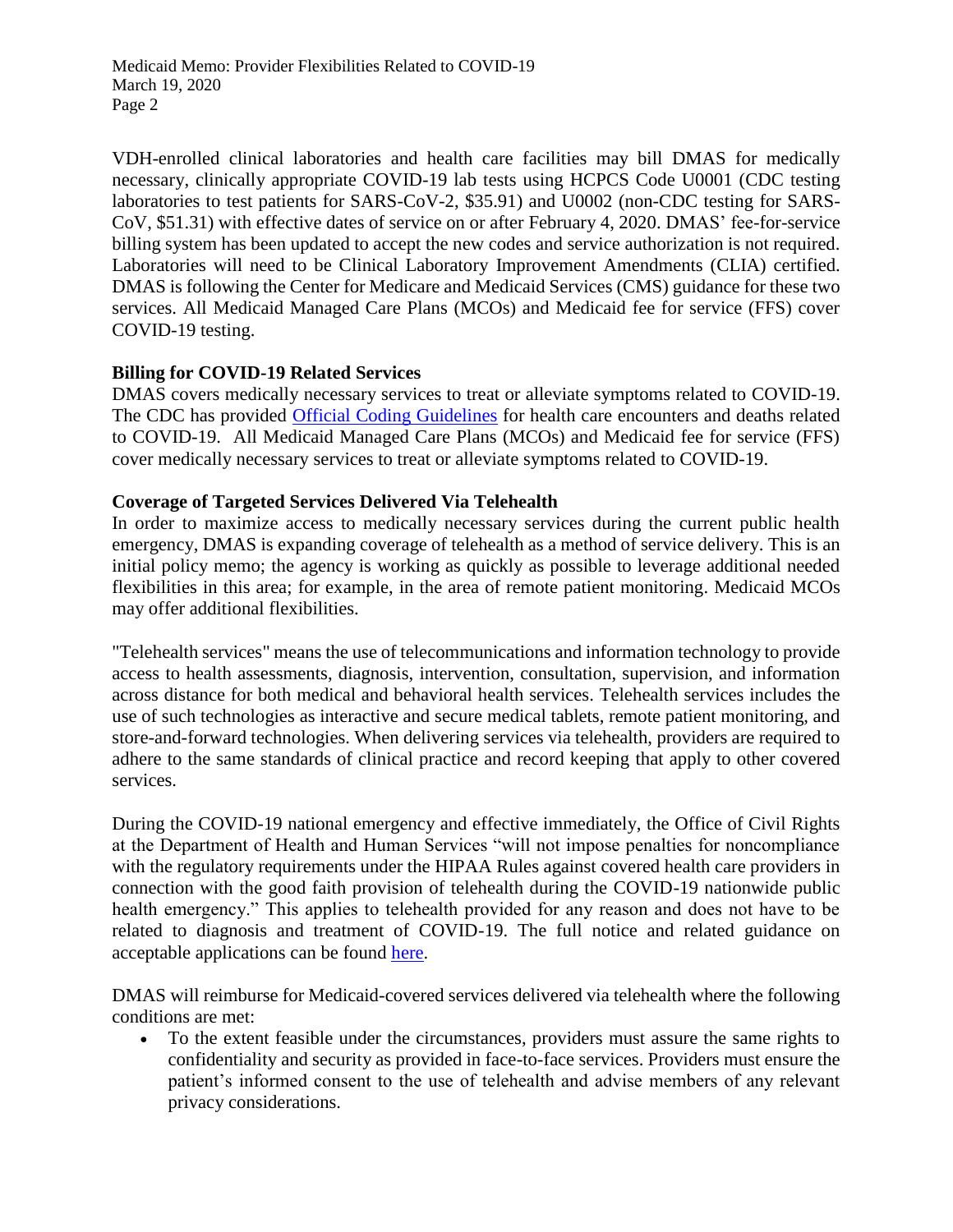VDH-enrolled clinical laboratories and health care facilities may bill DMAS for medically necessary, clinically appropriate COVID-19 lab tests using HCPCS Code U0001 (CDC testing laboratories to test patients for SARS-CoV-2, $35.91) and U0002 (non-CDC testing for SARS-CoV, $51.31) with effective dates of service on or after February 4, 2020. DMAS' fee-for-service billing system has been updated to accept the new codes and service authorization is not required. Laboratories will need to be Clinical Laboratory Improvement Amendments (CLIA) certified. DMAS is following the Center for Medicare and Medicaid Services (CMS) guidance for these two services. All Medicaid Managed Care Plans (MCOs) and Medicaid fee for service (FFS) cover COVID-19 testing.

**Billing for COVID-19 Related Services**

DMAS covers medically necessary services to treat or alleviate symptoms related to COVID-19. The CDC has provided Official Coding Guidelines for health care encounters and deaths related to COVID-19. All Medicaid Managed Care Plans (MCOs) and Medicaid fee for service (FFS) cover medically necessary services to treat or alleviate symptoms related to COVID-19.

**Coverage of Targeted Services Delivered Via Telehealth**

In order to maximize access to medically necessary services during the current public health emergency, DMAS is expanding coverage of telehealth as a method of service delivery. This is an initial policy memo; the agency is working as quickly as possible to leverage additional needed flexibilities in this area; for example, in the area of remote patient monitoring. Medicaid MCOs may offer additional flexibilities.

"Telehealth services" means the use of telecommunications and information technology to provide access to health assessments, diagnosis, intervention, consultation, supervision, and information across distance for both medical and behavioral health services. Telehealth services includes the use of such technologies as interactive and secure medical tablets, remote patient monitoring, and store-and-forward technologies. When delivering services via telehealth, providers are required to adhere to the same standards of clinical practice and record keeping that apply to other covered services.

During the COVID-19 national emergency and effective immediately, the Office of Civil Rights at the Department of Health and Human Services "will not impose penalties for noncompliance with the regulatory requirements under the HIPAA Rules against covered health care providers in connection with the good faith provision of telehealth during the COVID-19 nationwide public health emergency." This applies to telehealth provided for any reason and does not have to be related to diagnosis and treatment of COVID-19. The full notice and related guidance on acceptable applications can be found here.

DMAS will reimburse for Medicaid-covered services delivered via telehealth where the following conditions are met:

- To the extent feasible under the circumstances, providers must assure the same rights to confidentiality and security as provided in face-to-face services. Providers must ensure the patient's informed consent to the use of telehealth and advise members of any relevant privacy considerations.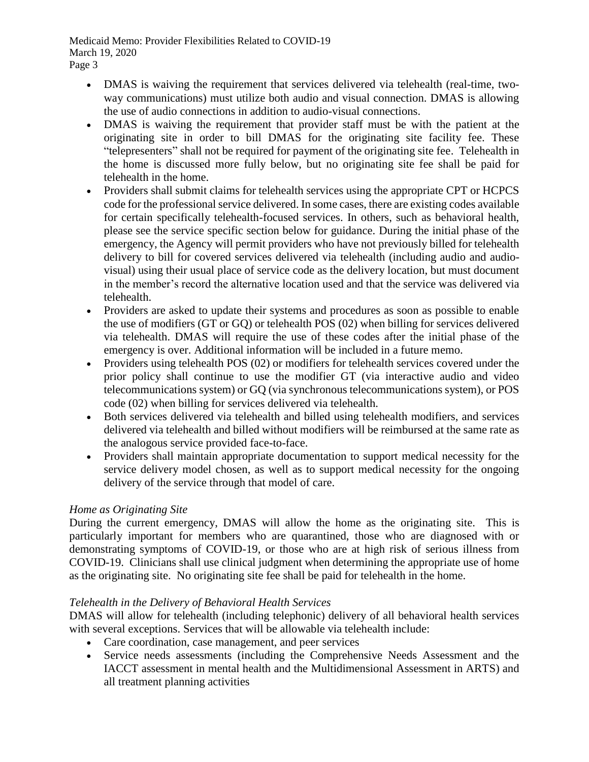- DMAS is waiving the requirement that services delivered via telehealth (real-time, two-way communications) must utilize both audio and visual connection. DMAS is allowing the use of audio connections in addition to audio-visual connections.
- DMAS is waiving the requirement that provider staff must be with the patient at the originating site in order to bill DMAS for the originating site facility fee. These "telepresenters" shall not be required for payment of the originating site fee. Telehealth in the home is discussed more fully below, but no originating site fee shall be paid for telehealth in the home.
- Providers shall submit claims for telehealth services using the appropriate CPT or HCPCS code for the professional service delivered. In some cases, there are existing codes available for certain specifically telehealth-focused services. In others, such as behavioral health, please see the service specific section below for guidance. During the initial phase of the emergency, the Agency will permit providers who have not previously billed for telehealth delivery to bill for covered services delivered via telehealth (including audio and audio-visual) using their usual place of service code as the delivery location, but must document in the member's record the alternative location used and that the service was delivered via telehealth.
- Providers are asked to update their systems and procedures as soon as possible to enable the use of modifiers (GT or GQ) or telehealth POS (02) when billing for services delivered via telehealth. DMAS will require the use of these codes after the initial phase of the emergency is over. Additional information will be included in a future memo.
- Providers using telehealth POS (02) or modifiers for telehealth services covered under the prior policy shall continue to use the modifier GT (via interactive audio and video telecommunications system) or GQ (via synchronous telecommunications system), or POS code (02) when billing for services delivered via telehealth.
- Both services delivered via telehealth and billed using telehealth modifiers, and services delivered via telehealth and billed without modifiers will be reimbursed at the same rate as the analogous service provided face-to-face.
- Providers shall maintain appropriate documentation to support medical necessity for the service delivery model chosen, as well as to support medical necessity for the ongoing delivery of the service through that model of care.

*Home as Originating Site*

During the current emergency, DMAS will allow the home as the originating site. This is particularly important for members who are quarantined, those who are diagnosed with or demonstrating symptoms of COVID-19, or those who are at high risk of serious illness from COVID-19. Clinicians shall use clinical judgment when determining the appropriate use of home as the originating site. No originating site fee shall be paid for telehealth in the home.

*Telehealth in the Delivery of Behavioral Health Services*

DMAS will allow for telehealth (including telephonic) delivery of all behavioral health services with several exceptions. Services that will be allowable via telehealth include:

- Care coordination, case management, and peer services
- Service needs assessments (including the Comprehensive Needs Assessment and the IACCT assessment in mental health and the Multidimensional Assessment in ARTS) and all treatment planning activities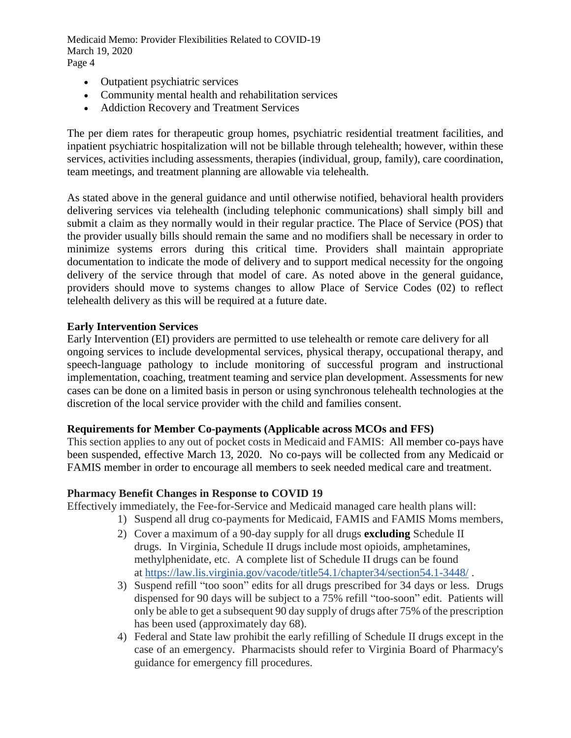- Outpatient psychiatric services
- Community mental health and rehabilitation services
- Addiction Recovery and Treatment Services

The per diem rates for therapeutic group homes, psychiatric residential treatment facilities, and inpatient psychiatric hospitalization will not be billable through telehealth; however, within these services, activities including assessments, therapies (individual, group, family), care coordination, team meetings, and treatment planning are allowable via telehealth.

As stated above in the general guidance and until otherwise notified, behavioral health providers delivering services via telehealth (including telephonic communications) shall simply bill and submit a claim as they normally would in their regular practice. The Place of Service (POS) that the provider usually bills should remain the same and no modifiers shall be necessary in order to minimize systems errors during this critical time. Providers shall maintain appropriate documentation to indicate the mode of delivery and to support medical necessity for the ongoing delivery of the service through that model of care. As noted above in the general guidance, providers should move to systems changes to allow Place of Service Codes (02) to reflect telehealth delivery as this will be required at a future date.

**Early Intervention Services**

Early Intervention (EI) providers are permitted to use telehealth or remote care delivery for all ongoing services to include developmental services, physical therapy, occupational therapy, and speech-language pathology to include monitoring of successful program and instructional implementation, coaching, treatment teaming and service plan development. Assessments for new cases can be done on a limited basis in person or using synchronous telehealth technologies at the discretion of the local service provider with the child and families consent.

**Requirements for Member Co-payments (Applicable across MCOs and FFS)**

This section applies to any out of pocket costs in Medicaid and FAMIS: All member co-pays have been suspended, effective March 13, 2020. No co-pays will be collected from any Medicaid or FAMIS member in order to encourage all members to seek needed medical care and treatment.

**Pharmacy Benefit Changes in Response to COVID 19**

Effectively immediately, the Fee-for-Service and Medicaid managed care health plans will:

1) Suspend all drug co-payments for Medicaid, FAMIS and FAMIS Moms members,
2) Cover a maximum of a 90-day supply for all drugs **excluding** Schedule II drugs. In Virginia, Schedule II drugs include most opioids, amphetamines, methylphenidate, etc. A complete list of Schedule II drugs can be found at https://law.lis.virginia.gov/vacode/title54.1/chapter34/section54.1-3448/ .
3) Suspend refill "too soon" edits for all drugs prescribed for 34 days or less. Drugs dispensed for 90 days will be subject to a 75% refill "too-soon" edit. Patients will only be able to get a subsequent 90 day supply of drugs after 75% of the prescription has been used (approximately day 68).
4) Federal and State law prohibit the early refilling of Schedule II drugs except in the case of an emergency. Pharmacists should refer to Virginia Board of Pharmacy's guidance for emergency fill procedures.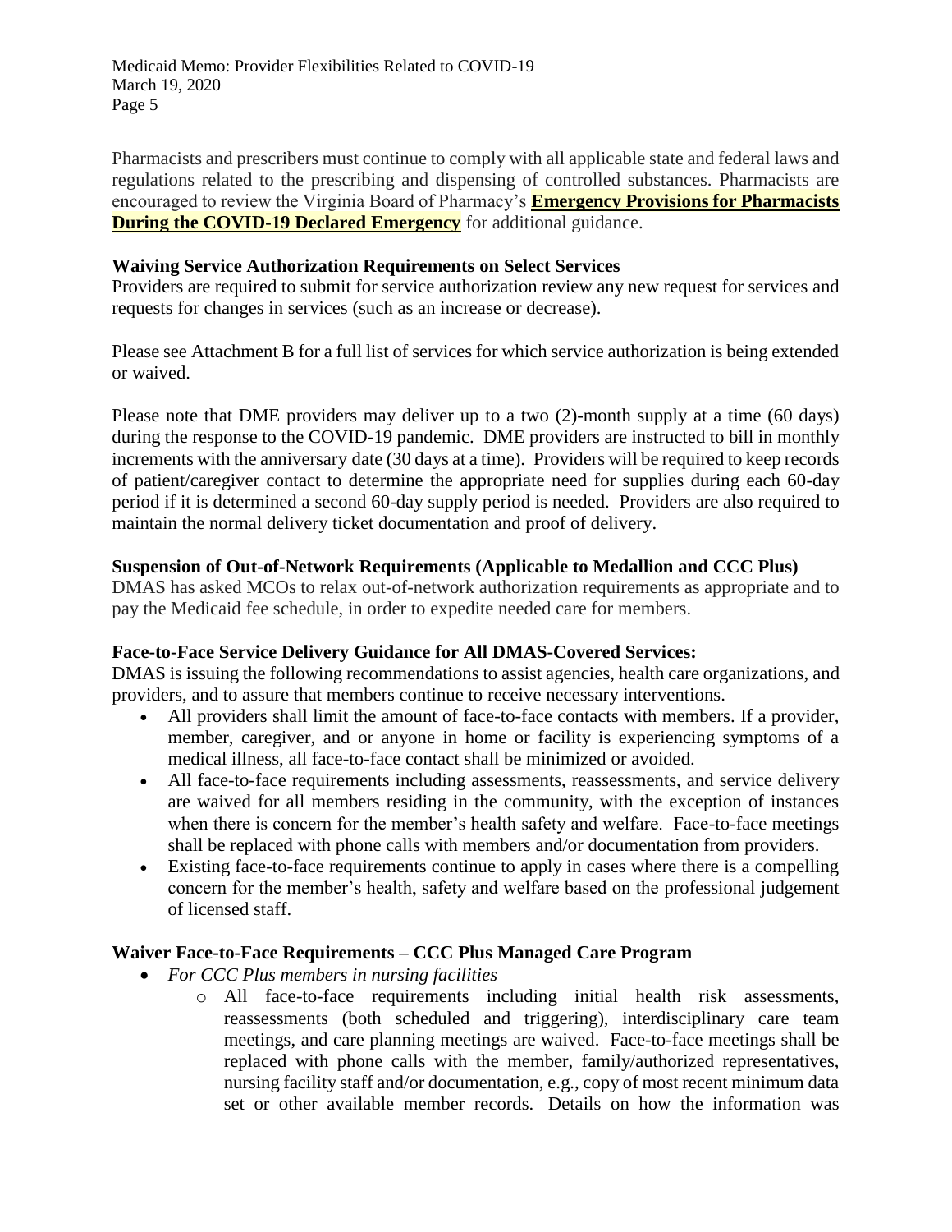Pharmacists and prescribers must continue to comply with all applicable state and federal laws and regulations related to the prescribing and dispensing of controlled substances. Pharmacists are encouraged to review the Virginia Board of Pharmacy's **Emergency Provisions for Pharmacists During the COVID-19 Declared Emergency** for additional guidance.

### Waiving Service Authorization Requirements on Select Services

Providers are required to submit for service authorization review any new request for services and requests for changes in services (such as an increase or decrease).

Please see Attachment B for a full list of services for which service authorization is being extended or waived.

Please note that DME providers may deliver up to a two (2)-month supply at a time (60 days) during the response to the COVID-19 pandemic. DME providers are instructed to bill in monthly increments with the anniversary date (30 days at a time). Providers will be required to keep records of patient/caregiver contact to determine the appropriate need for supplies during each 60-day period if it is determined a second 60-day supply period is needed. Providers are also required to maintain the normal delivery ticket documentation and proof of delivery.

### Suspension of Out-of-Network Requirements (Applicable to Medallion and CCC Plus)

DMAS has asked MCOs to relax out-of-network authorization requirements as appropriate and to pay the Medicaid fee schedule, in order to expedite needed care for members.

### Face-to-Face Service Delivery Guidance for All DMAS-Covered Services:

DMAS is issuing the following recommendations to assist agencies, health care organizations, and providers, and to assure that members continue to receive necessary interventions.

- All providers shall limit the amount of face-to-face contacts with members. If a provider, member, caregiver, and or anyone in home or facility is experiencing symptoms of a medical illness, all face-to-face contact shall be minimized or avoided.
- All face-to-face requirements including assessments, reassessments, and service delivery are waived for all members residing in the community, with the exception of instances when there is concern for the member's health safety and welfare. Face-to-face meetings shall be replaced with phone calls with members and/or documentation from providers.
- Existing face-to-face requirements continue to apply in cases where there is a compelling concern for the member's health, safety and welfare based on the professional judgement of licensed staff.

### Waiver Face-to-Face Requirements – CCC Plus Managed Care Program

- *For CCC Plus members in nursing facilities*
  - All face-to-face requirements including initial health risk assessments, reassessments (both scheduled and triggering), interdisciplinary care team meetings, and care planning meetings are waived. Face-to-face meetings shall be replaced with phone calls with the member, family/authorized representatives, nursing facility staff and/or documentation, e.g., copy of most recent minimum data set or other available member records. Details on how the information was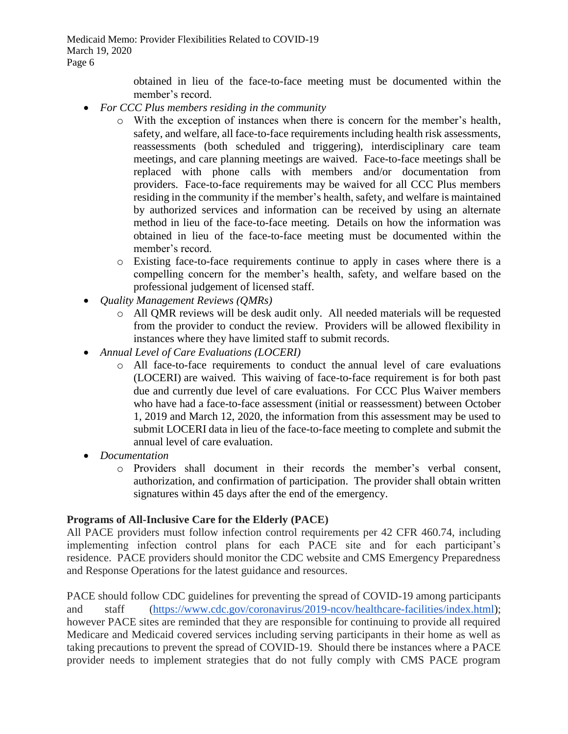obtained in lieu of the face-to-face meeting must be documented within the member's record.

- *For CCC Plus members residing in the community*
  - With the exception of instances when there is concern for the member's health, safety, and welfare, all face-to-face requirements including health risk assessments, reassessments (both scheduled and triggering), interdisciplinary care team meetings, and care planning meetings are waived. Face-to-face meetings shall be replaced with phone calls with members and/or documentation from providers. Face-to-face requirements may be waived for all CCC Plus members residing in the community if the member's health, safety, and welfare is maintained by authorized services and information can be received by using an alternate method in lieu of the face-to-face meeting. Details on how the information was obtained in lieu of the face-to-face meeting must be documented within the member's record.
  - Existing face-to-face requirements continue to apply in cases where there is a compelling concern for the member's health, safety, and welfare based on the professional judgement of licensed staff.
- *Quality Management Reviews (QMRs)*
  - All QMR reviews will be desk audit only. All needed materials will be requested from the provider to conduct the review. Providers will be allowed flexibility in instances where they have limited staff to submit records.
- *Annual Level of Care Evaluations (LOCERI)*
  - All face-to-face requirements to conduct the annual level of care evaluations (LOCERI) are waived. This waiving of face-to-face requirement is for both past due and currently due level of care evaluations. For CCC Plus Waiver members who have had a face-to-face assessment (initial or reassessment) between October 1, 2019 and March 12, 2020, the information from this assessment may be used to submit LOCERI data in lieu of the face-to-face meeting to complete and submit the annual level of care evaluation.
- *Documentation*
  - Providers shall document in their records the member's verbal consent, authorization, and confirmation of participation. The provider shall obtain written signatures within 45 days after the end of the emergency.

**Programs of All-Inclusive Care for the Elderly (PACE)**

All PACE providers must follow infection control requirements per 42 CFR 460.74, including implementing infection control plans for each PACE site and for each participant's residence. PACE providers should monitor the CDC website and CMS Emergency Preparedness and Response Operations for the latest guidance and resources.

PACE should follow CDC guidelines for preventing the spread of COVID-19 among participants and staff (https://www.cdc.gov/coronavirus/2019-ncov/healthcare-facilities/index.html); however PACE sites are reminded that they are responsible for continuing to provide all required Medicare and Medicaid covered services including serving participants in their home as well as taking precautions to prevent the spread of COVID-19. Should there be instances where a PACE provider needs to implement strategies that do not fully comply with CMS PACE program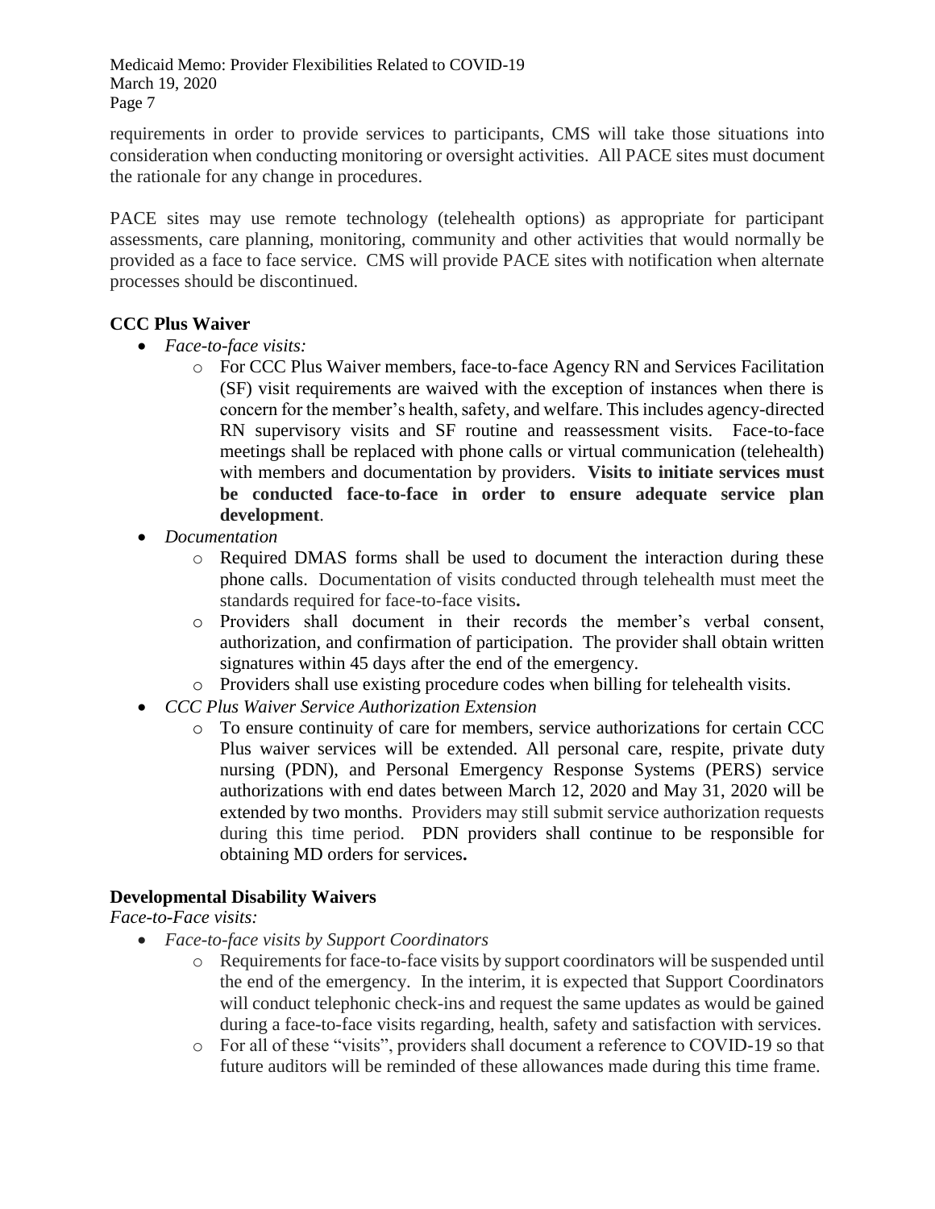requirements in order to provide services to participants, CMS will take those situations into consideration when conducting monitoring or oversight activities. All PACE sites must document the rationale for any change in procedures.

PACE sites may use remote technology (telehealth options) as appropriate for participant assessments, care planning, monitoring, community and other activities that would normally be provided as a face to face service. CMS will provide PACE sites with notification when alternate processes should be discontinued.

**CCC Plus Waiver**

- *Face-to-face visits:*
  - For CCC Plus Waiver members, face-to-face Agency RN and Services Facilitation (SF) visit requirements are waived with the exception of instances when there is concern for the member's health, safety, and welfare. This includes agency-directed RN supervisory visits and SF routine and reassessment visits. Face-to-face meetings shall be replaced with phone calls or virtual communication (telehealth) with members and documentation by providers. **Visits to initiate services must be conducted face-to-face in order to ensure adequate service plan development**.
- *Documentation*
  - Required DMAS forms shall be used to document the interaction during these phone calls. Documentation of visits conducted through telehealth must meet the standards required for face-to-face visits**.**
  - Providers shall document in their records the member's verbal consent, authorization, and confirmation of participation. The provider shall obtain written signatures within 45 days after the end of the emergency.
  - Providers shall use existing procedure codes when billing for telehealth visits.
- *CCC Plus Waiver Service Authorization Extension*
  - To ensure continuity of care for members, service authorizations for certain CCC Plus waiver services will be extended. All personal care, respite, private duty nursing (PDN), and Personal Emergency Response Systems (PERS) service authorizations with end dates between March 12, 2020 and May 31, 2020 will be extended by two months. Providers may still submit service authorization requests during this time period. PDN providers shall continue to be responsible for obtaining MD orders for services**.**

**Developmental Disability Waivers**

*Face-to-Face visits:*

- *Face-to-face visits by Support Coordinators*
  - Requirements for face-to-face visits by support coordinators will be suspended until the end of the emergency. In the interim, it is expected that Support Coordinators will conduct telephonic check-ins and request the same updates as would be gained during a face-to-face visits regarding, health, safety and satisfaction with services.
  - For all of these "visits", providers shall document a reference to COVID-19 so that future auditors will be reminded of these allowances made during this time frame.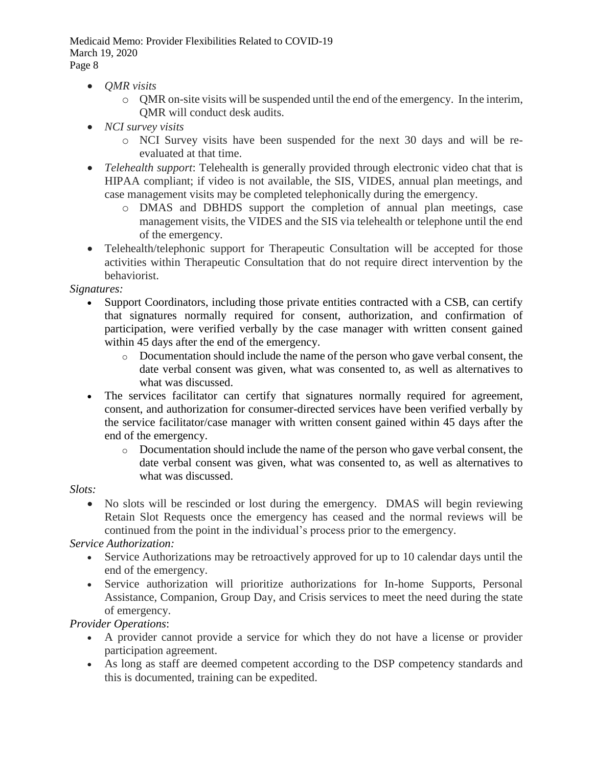- *QMR visits*
  - QMR on-site visits will be suspended until the end of the emergency. In the interim, QMR will conduct desk audits.
- *NCI survey visits*
  - NCI Survey visits have been suspended for the next 30 days and will be re-evaluated at that time.
- *Telehealth support*: Telehealth is generally provided through electronic video chat that is HIPAA compliant; if video is not available, the SIS, VIDES, annual plan meetings, and case management visits may be completed telephonically during the emergency.
  - DMAS and DBHDS support the completion of annual plan meetings, case management visits, the VIDES and the SIS via telehealth or telephone until the end of the emergency.
- Telehealth/telephonic support for Therapeutic Consultation will be accepted for those activities within Therapeutic Consultation that do not require direct intervention by the behaviorist.

*Signatures:*

- Support Coordinators, including those private entities contracted with a CSB, can certify that signatures normally required for consent, authorization, and confirmation of participation, were verified verbally by the case manager with written consent gained within 45 days after the end of the emergency.
  - Documentation should include the name of the person who gave verbal consent, the date verbal consent was given, what was consented to, as well as alternatives to what was discussed.
- The services facilitator can certify that signatures normally required for agreement, consent, and authorization for consumer-directed services have been verified verbally by the service facilitator/case manager with written consent gained within 45 days after the end of the emergency.
  - Documentation should include the name of the person who gave verbal consent, the date verbal consent was given, what was consented to, as well as alternatives to what was discussed.

*Slots:*

- No slots will be rescinded or lost during the emergency. DMAS will begin reviewing Retain Slot Requests once the emergency has ceased and the normal reviews will be continued from the point in the individual's process prior to the emergency.

*Service Authorization:*

- Service Authorizations may be retroactively approved for up to 10 calendar days until the end of the emergency.
- Service authorization will prioritize authorizations for In-home Supports, Personal Assistance, Companion, Group Day, and Crisis services to meet the need during the state of emergency.

*Provider Operations*:

- A provider cannot provide a service for which they do not have a license or provider participation agreement.
- As long as staff are deemed competent according to the DSP competency standards and this is documented, training can be expedited.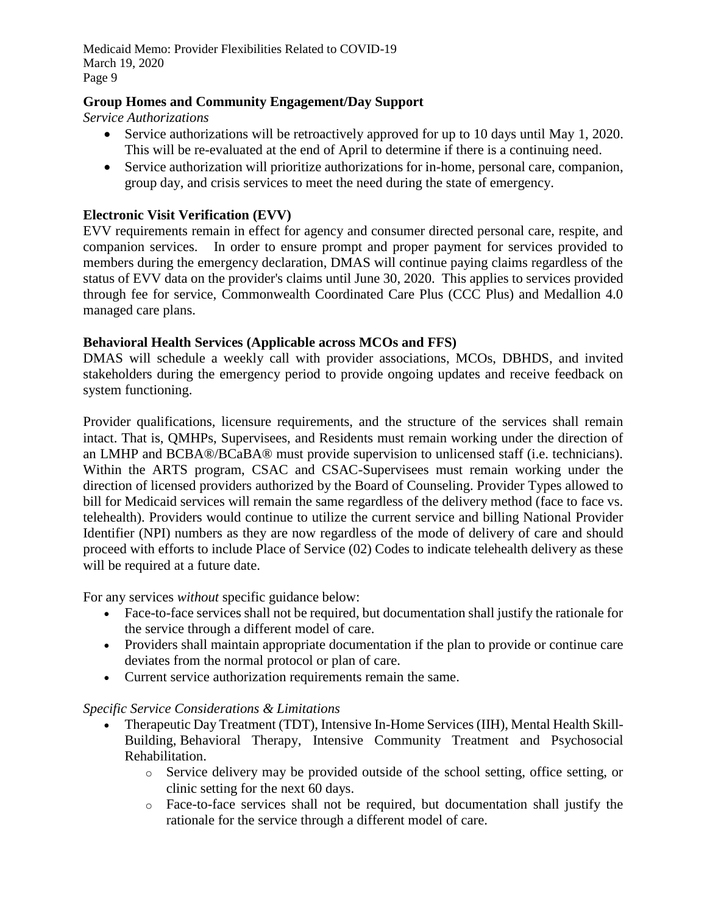**Group Homes and Community Engagement/Day Support**

*Service Authorizations*

- Service authorizations will be retroactively approved for up to 10 days until May 1, 2020. This will be re-evaluated at the end of April to determine if there is a continuing need.
- Service authorization will prioritize authorizations for in-home, personal care, companion, group day, and crisis services to meet the need during the state of emergency.

**Electronic Visit Verification (EVV)**

EVV requirements remain in effect for agency and consumer directed personal care, respite, and companion services. In order to ensure prompt and proper payment for services provided to members during the emergency declaration, DMAS will continue paying claims regardless of the status of EVV data on the provider's claims until June 30, 2020. This applies to services provided through fee for service, Commonwealth Coordinated Care Plus (CCC Plus) and Medallion 4.0 managed care plans.

**Behavioral Health Services (Applicable across MCOs and FFS)**

DMAS will schedule a weekly call with provider associations, MCOs, DBHDS, and invited stakeholders during the emergency period to provide ongoing updates and receive feedback on system functioning.

Provider qualifications, licensure requirements, and the structure of the services shall remain intact. That is, QMHPs, Supervisees, and Residents must remain working under the direction of an LMHP and BCBA®/BCaBA® must provide supervision to unlicensed staff (i.e. technicians). Within the ARTS program, CSAC and CSAC-Supervisees must remain working under the direction of licensed providers authorized by the Board of Counseling. Provider Types allowed to bill for Medicaid services will remain the same regardless of the delivery method (face to face vs. telehealth). Providers would continue to utilize the current service and billing National Provider Identifier (NPI) numbers as they are now regardless of the mode of delivery of care and should proceed with efforts to include Place of Service (02) Codes to indicate telehealth delivery as these will be required at a future date.

For any services *without* specific guidance below:

- Face-to-face services shall not be required, but documentation shall justify the rationale for the service through a different model of care.
- Providers shall maintain appropriate documentation if the plan to provide or continue care deviates from the normal protocol or plan of care.
- Current service authorization requirements remain the same.

*Specific Service Considerations & Limitations*

- Therapeutic Day Treatment (TDT), Intensive In-Home Services (IIH), Mental Health Skill-Building, Behavioral Therapy, Intensive Community Treatment and Psychosocial Rehabilitation.
  - Service delivery may be provided outside of the school setting, office setting, or clinic setting for the next 60 days.
  - Face-to-face services shall not be required, but documentation shall justify the rationale for the service through a different model of care.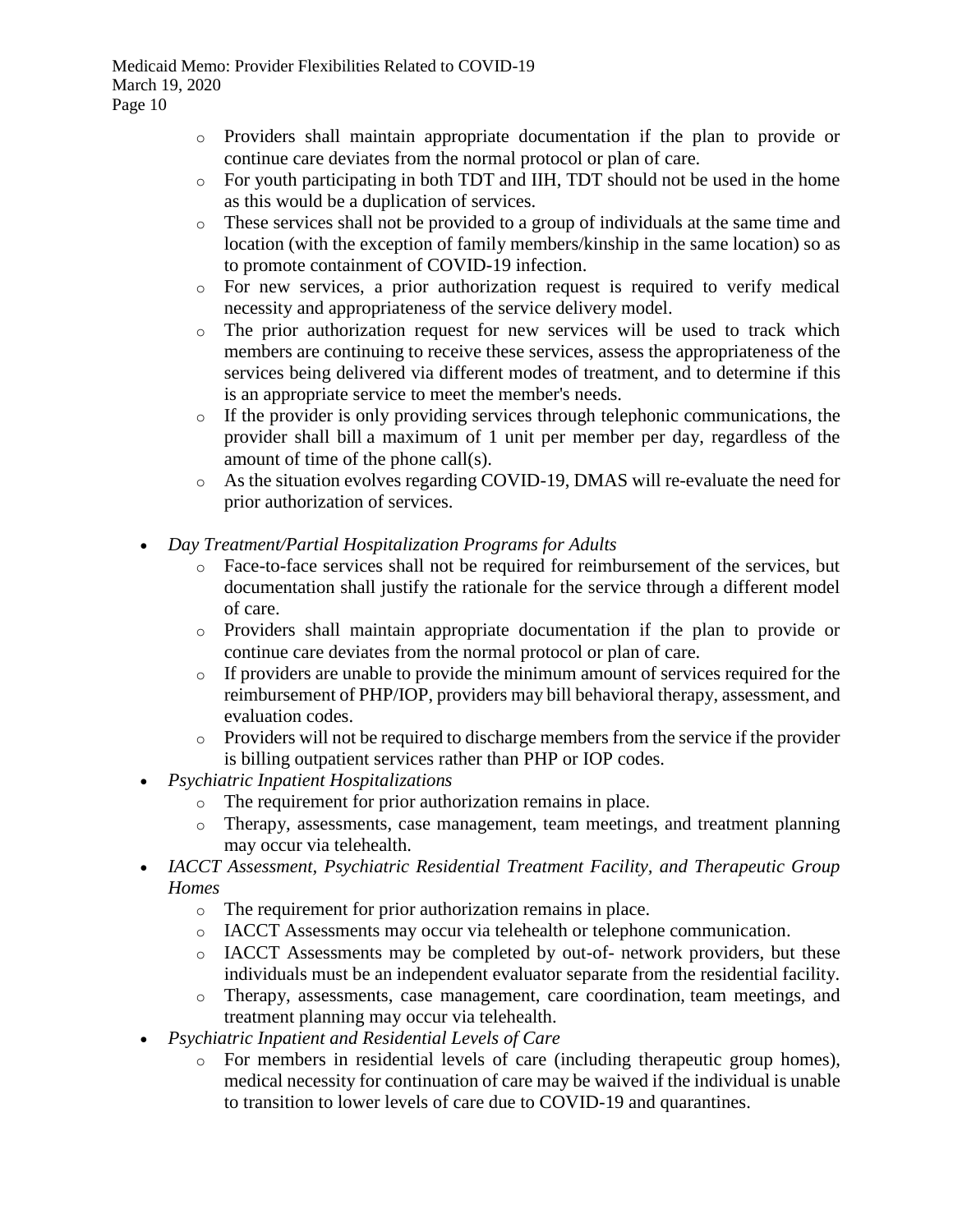- Providers shall maintain appropriate documentation if the plan to provide or continue care deviates from the normal protocol or plan of care.
    - For youth participating in both TDT and IIH, TDT should not be used in the home as this would be a duplication of services.
    - These services shall not be provided to a group of individuals at the same time and location (with the exception of family members/kinship in the same location) so as to promote containment of COVID-19 infection.
    - For new services, a prior authorization request is required to verify medical necessity and appropriateness of the service delivery model.
    - The prior authorization request for new services will be used to track which members are continuing to receive these services, assess the appropriateness of the services being delivered via different modes of treatment, and to determine if this is an appropriate service to meet the member's needs.
    - If the provider is only providing services through telephonic communications, the provider shall bill a maximum of 1 unit per member per day, regardless of the amount of time of the phone call(s).
    - As the situation evolves regarding COVID-19, DMAS will re-evaluate the need for prior authorization of services.

- *Day Treatment/Partial Hospitalization Programs for Adults*
    - Face-to-face services shall not be required for reimbursement of the services, but documentation shall justify the rationale for the service through a different model of care.
    - Providers shall maintain appropriate documentation if the plan to provide or continue care deviates from the normal protocol or plan of care.
    - If providers are unable to provide the minimum amount of services required for the reimbursement of PHP/IOP, providers may bill behavioral therapy, assessment, and evaluation codes.
    - Providers will not be required to discharge members from the service if the provider is billing outpatient services rather than PHP or IOP codes.
- *Psychiatric Inpatient Hospitalizations*
    - The requirement for prior authorization remains in place.
    - Therapy, assessments, case management, team meetings, and treatment planning may occur via telehealth.
- *IACCT Assessment, Psychiatric Residential Treatment Facility, and Therapeutic Group Homes*
    - The requirement for prior authorization remains in place.
    - IACCT Assessments may occur via telehealth or telephone communication.
    - IACCT Assessments may be completed by out-of- network providers, but these individuals must be an independent evaluator separate from the residential facility.
    - Therapy, assessments, case management, care coordination, team meetings, and treatment planning may occur via telehealth.
- *Psychiatric Inpatient and Residential Levels of Care*
    - For members in residential levels of care (including therapeutic group homes), medical necessity for continuation of care may be waived if the individual is unable to transition to lower levels of care due to COVID-19 and quarantines.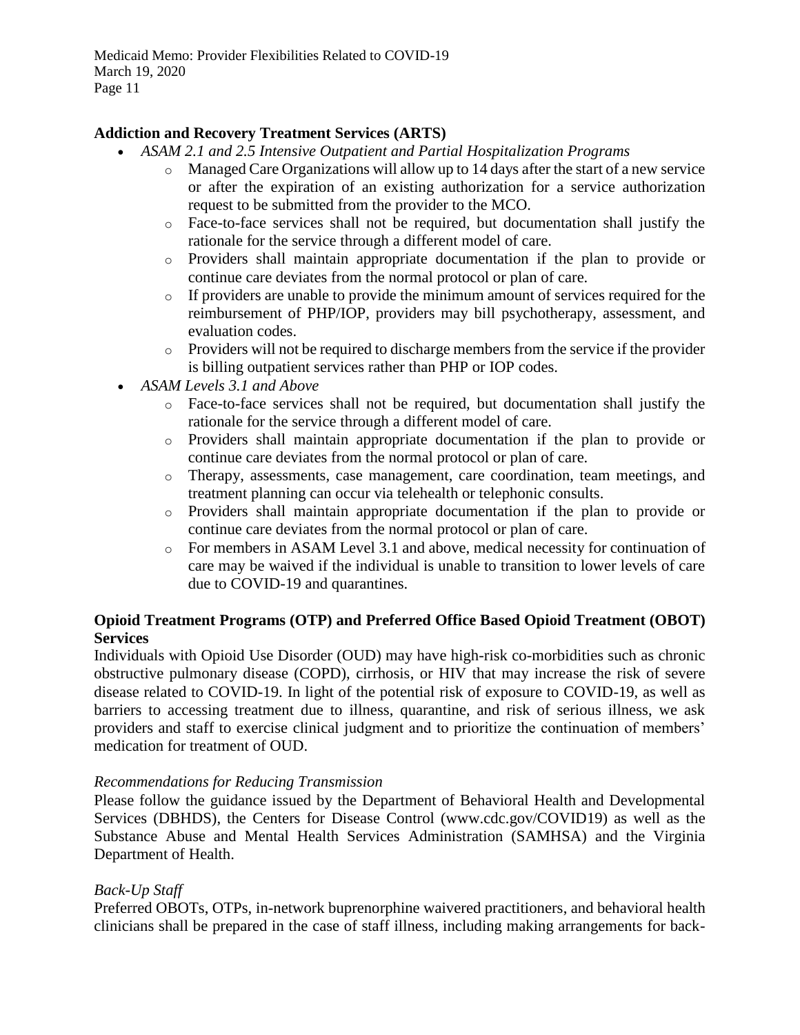**Addiction and Recovery Treatment Services (ARTS)**

- *ASAM 2.1 and 2.5 Intensive Outpatient and Partial Hospitalization Programs*
    - Managed Care Organizations will allow up to 14 days after the start of a new service or after the expiration of an existing authorization for a service authorization request to be submitted from the provider to the MCO.
    - Face-to-face services shall not be required, but documentation shall justify the rationale for the service through a different model of care.
    - Providers shall maintain appropriate documentation if the plan to provide or continue care deviates from the normal protocol or plan of care.
    - If providers are unable to provide the minimum amount of services required for the reimbursement of PHP/IOP, providers may bill psychotherapy, assessment, and evaluation codes.
    - Providers will not be required to discharge members from the service if the provider is billing outpatient services rather than PHP or IOP codes.
- *ASAM Levels 3.1 and Above*
    - Face-to-face services shall not be required, but documentation shall justify the rationale for the service through a different model of care.
    - Providers shall maintain appropriate documentation if the plan to provide or continue care deviates from the normal protocol or plan of care.
    - Therapy, assessments, case management, care coordination, team meetings, and treatment planning can occur via telehealth or telephonic consults.
    - Providers shall maintain appropriate documentation if the plan to provide or continue care deviates from the normal protocol or plan of care.
    - For members in ASAM Level 3.1 and above, medical necessity for continuation of care may be waived if the individual is unable to transition to lower levels of care due to COVID-19 and quarantines.

**Opioid Treatment Programs (OTP) and Preferred Office Based Opioid Treatment (OBOT) Services**

Individuals with Opioid Use Disorder (OUD) may have high-risk co-morbidities such as chronic obstructive pulmonary disease (COPD), cirrhosis, or HIV that may increase the risk of severe disease related to COVID-19. In light of the potential risk of exposure to COVID-19, as well as barriers to accessing treatment due to illness, quarantine, and risk of serious illness, we ask providers and staff to exercise clinical judgment and to prioritize the continuation of members' medication for treatment of OUD.

*Recommendations for Reducing Transmission*

Please follow the guidance issued by the Department of Behavioral Health and Developmental Services (DBHDS), the Centers for Disease Control (www.cdc.gov/COVID19) as well as the Substance Abuse and Mental Health Services Administration (SAMHSA) and the Virginia Department of Health.

*Back-Up Staff*

Preferred OBOTs, OTPs, in-network buprenorphine waivered practitioners, and behavioral health clinicians shall be prepared in the case of staff illness, including making arrangements for back-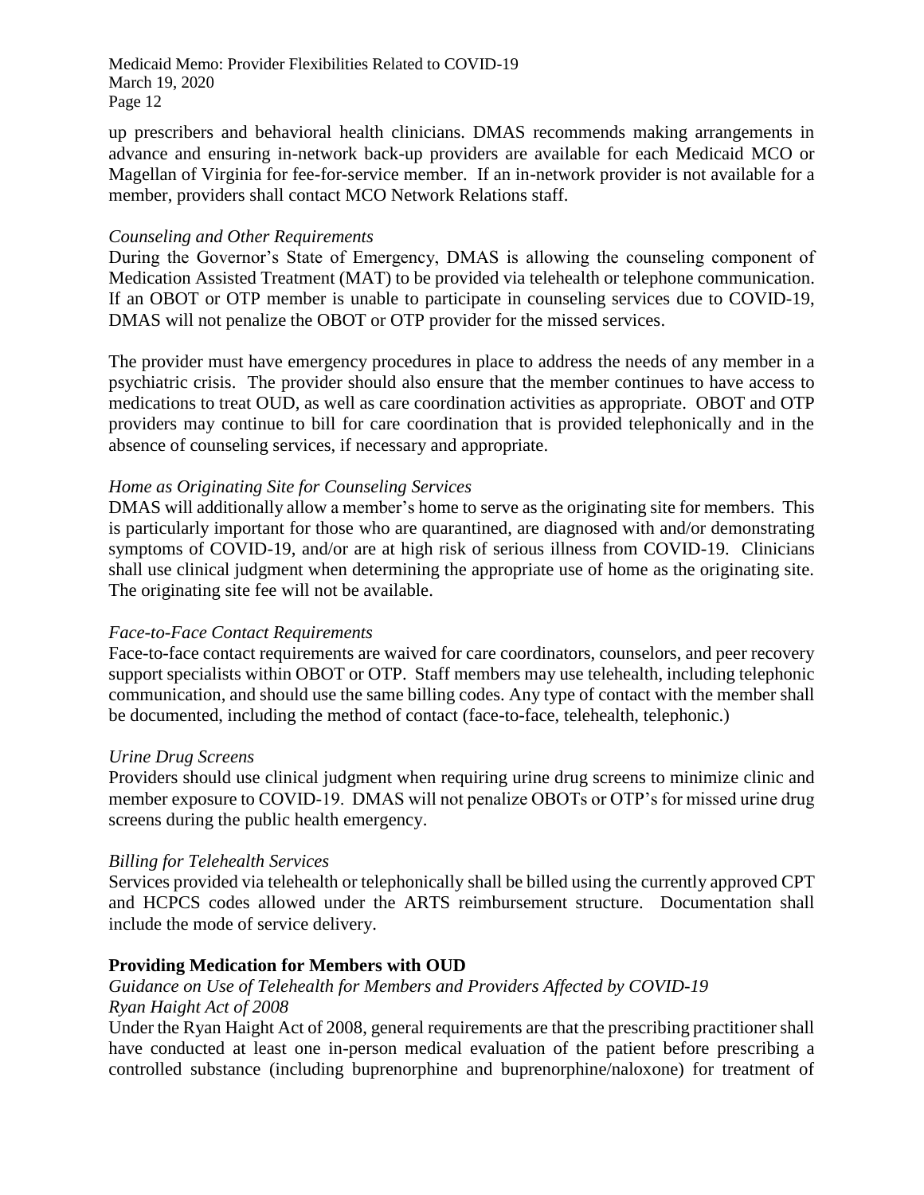up prescribers and behavioral health clinicians. DMAS recommends making arrangements in advance and ensuring in-network back-up providers are available for each Medicaid MCO or Magellan of Virginia for fee-for-service member. If an in-network provider is not available for a member, providers shall contact MCO Network Relations staff.

*Counseling and Other Requirements*

During the Governor's State of Emergency, DMAS is allowing the counseling component of Medication Assisted Treatment (MAT) to be provided via telehealth or telephone communication. If an OBOT or OTP member is unable to participate in counseling services due to COVID-19, DMAS will not penalize the OBOT or OTP provider for the missed services.

The provider must have emergency procedures in place to address the needs of any member in a psychiatric crisis. The provider should also ensure that the member continues to have access to medications to treat OUD, as well as care coordination activities as appropriate. OBOT and OTP providers may continue to bill for care coordination that is provided telephonically and in the absence of counseling services, if necessary and appropriate.

*Home as Originating Site for Counseling Services*

DMAS will additionally allow a member's home to serve as the originating site for members. This is particularly important for those who are quarantined, are diagnosed with and/or demonstrating symptoms of COVID-19, and/or are at high risk of serious illness from COVID-19. Clinicians shall use clinical judgment when determining the appropriate use of home as the originating site. The originating site fee will not be available.

*Face-to-Face Contact Requirements*

Face-to-face contact requirements are waived for care coordinators, counselors, and peer recovery support specialists within OBOT or OTP. Staff members may use telehealth, including telephonic communication, and should use the same billing codes. Any type of contact with the member shall be documented, including the method of contact (face-to-face, telehealth, telephonic.)

*Urine Drug Screens*

Providers should use clinical judgment when requiring urine drug screens to minimize clinic and member exposure to COVID-19. DMAS will not penalize OBOTs or OTP's for missed urine drug screens during the public health emergency.

*Billing for Telehealth Services*

Services provided via telehealth or telephonically shall be billed using the currently approved CPT and HCPCS codes allowed under the ARTS reimbursement structure. Documentation shall include the mode of service delivery.

**Providing Medication for Members with OUD**

*Guidance on Use of Telehealth for Members and Providers Affected by COVID-19*
*Ryan Haight Act of 2008*

Under the Ryan Haight Act of 2008, general requirements are that the prescribing practitioner shall have conducted at least one in-person medical evaluation of the patient before prescribing a controlled substance (including buprenorphine and buprenorphine/naloxone) for treatment of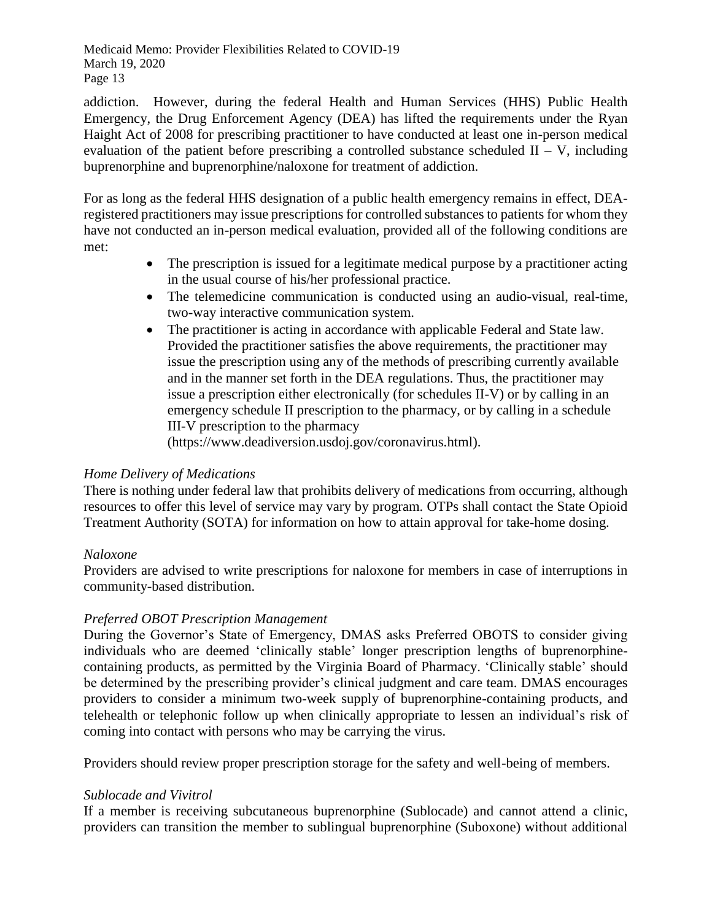addiction. However, during the federal Health and Human Services (HHS) Public Health Emergency, the Drug Enforcement Agency (DEA) has lifted the requirements under the Ryan Haight Act of 2008 for prescribing practitioner to have conducted at least one in-person medical evaluation of the patient before prescribing a controlled substance scheduled II – V, including buprenorphine and buprenorphine/naloxone for treatment of addiction.

For as long as the federal HHS designation of a public health emergency remains in effect, DEA-registered practitioners may issue prescriptions for controlled substances to patients for whom they have not conducted an in-person medical evaluation, provided all of the following conditions are met:

- The prescription is issued for a legitimate medical purpose by a practitioner acting in the usual course of his/her professional practice.
- The telemedicine communication is conducted using an audio-visual, real-time, two-way interactive communication system.
- The practitioner is acting in accordance with applicable Federal and State law. Provided the practitioner satisfies the above requirements, the practitioner may issue the prescription using any of the methods of prescribing currently available and in the manner set forth in the DEA regulations. Thus, the practitioner may issue a prescription either electronically (for schedules II-V) or by calling in an emergency schedule II prescription to the pharmacy, or by calling in a schedule III-V prescription to the pharmacy (https://www.deadiversion.usdoj.gov/coronavirus.html).

*Home Delivery of Medications*

There is nothing under federal law that prohibits delivery of medications from occurring, although resources to offer this level of service may vary by program. OTPs shall contact the State Opioid Treatment Authority (SOTA) for information on how to attain approval for take-home dosing.

*Naloxone*

Providers are advised to write prescriptions for naloxone for members in case of interruptions in community-based distribution.

*Preferred OBOT Prescription Management*

During the Governor's State of Emergency, DMAS asks Preferred OBOTS to consider giving individuals who are deemed 'clinically stable' longer prescription lengths of buprenorphine-containing products, as permitted by the Virginia Board of Pharmacy. 'Clinically stable' should be determined by the prescribing provider's clinical judgment and care team. DMAS encourages providers to consider a minimum two-week supply of buprenorphine-containing products, and telehealth or telephonic follow up when clinically appropriate to lessen an individual's risk of coming into contact with persons who may be carrying the virus.

Providers should review proper prescription storage for the safety and well-being of members.

*Sublocade and Vivitrol*

If a member is receiving subcutaneous buprenorphine (Sublocade) and cannot attend a clinic, providers can transition the member to sublingual buprenorphine (Suboxone) without additional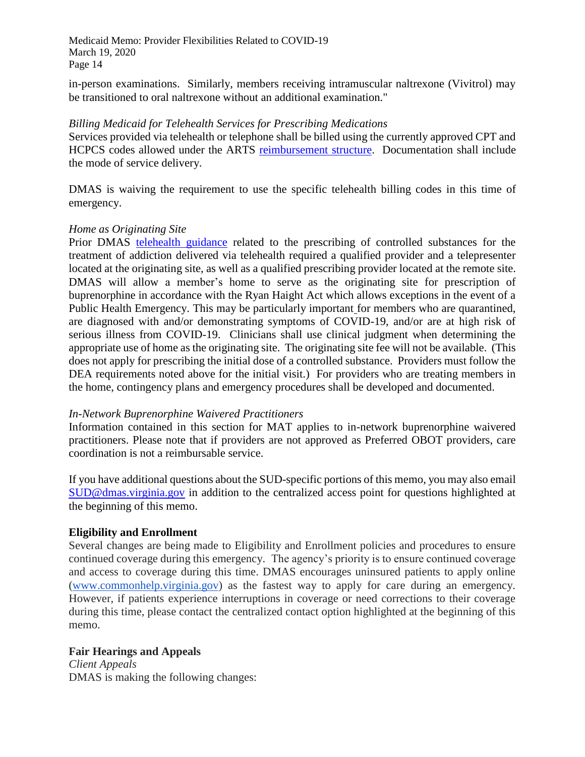in-person examinations. Similarly, members receiving intramuscular naltrexone (Vivitrol) may be transitioned to oral naltrexone without an additional examination."

*Billing Medicaid for Telehealth Services for Prescribing Medications*

Services provided via telehealth or telephone shall be billed using the currently approved CPT and HCPCS codes allowed under the ARTS reimbursement structure. Documentation shall include the mode of service delivery.

DMAS is waiving the requirement to use the specific telehealth billing codes in this time of emergency.

*Home as Originating Site*

Prior DMAS telehealth guidance related to the prescribing of controlled substances for the treatment of addiction delivered via telehealth required a qualified provider and a telepresenter located at the originating site, as well as a qualified prescribing provider located at the remote site. DMAS will allow a member's home to serve as the originating site for prescription of buprenorphine in accordance with the Ryan Haight Act which allows exceptions in the event of a Public Health Emergency. This may be particularly important for members who are quarantined, are diagnosed with and/or demonstrating symptoms of COVID-19, and/or are at high risk of serious illness from COVID-19. Clinicians shall use clinical judgment when determining the appropriate use of home as the originating site. The originating site fee will not be available. (This does not apply for prescribing the initial dose of a controlled substance. Providers must follow the DEA requirements noted above for the initial visit.) For providers who are treating members in the home, contingency plans and emergency procedures shall be developed and documented.

*In-Network Buprenorphine Waivered Practitioners*

Information contained in this section for MAT applies to in-network buprenorphine waivered practitioners. Please note that if providers are not approved as Preferred OBOT providers, care coordination is not a reimbursable service.

If you have additional questions about the SUD-specific portions of this memo, you may also email SUD@dmas.virginia.gov in addition to the centralized access point for questions highlighted at the beginning of this memo.

**Eligibility and Enrollment**

Several changes are being made to Eligibility and Enrollment policies and procedures to ensure continued coverage during this emergency. The agency's priority is to ensure continued coverage and access to coverage during this time. DMAS encourages uninsured patients to apply online (www.commonhelp.virginia.gov) as the fastest way to apply for care during an emergency. However, if patients experience interruptions in coverage or need corrections to their coverage during this time, please contact the centralized contact option highlighted at the beginning of this memo.

**Fair Hearings and Appeals**

*Client Appeals*

DMAS is making the following changes: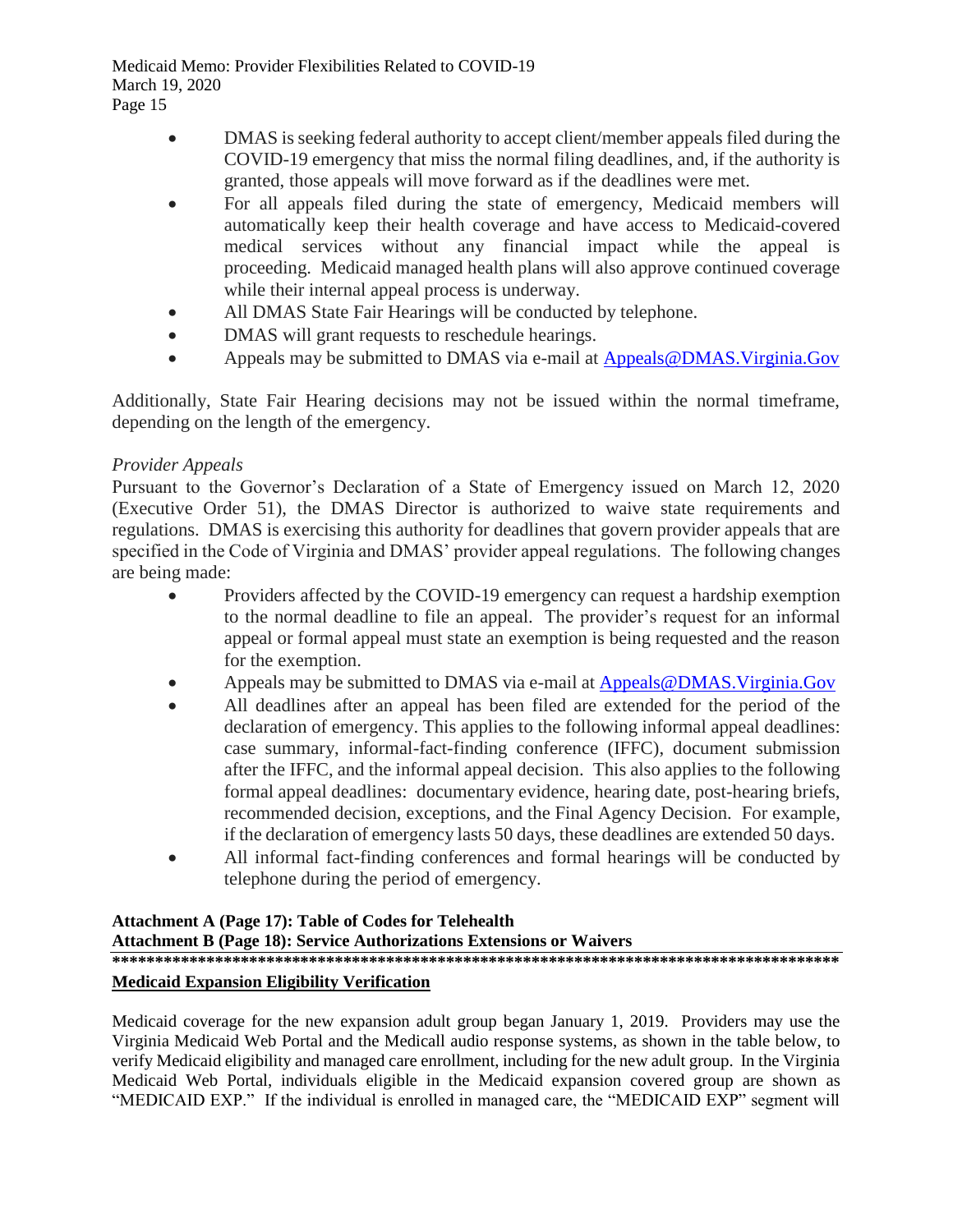- DMAS is seeking federal authority to accept client/member appeals filed during the COVID-19 emergency that miss the normal filing deadlines, and, if the authority is granted, those appeals will move forward as if the deadlines were met.
- For all appeals filed during the state of emergency, Medicaid members will automatically keep their health coverage and have access to Medicaid-covered medical services without any financial impact while the appeal is proceeding. Medicaid managed health plans will also approve continued coverage while their internal appeal process is underway.
- All DMAS State Fair Hearings will be conducted by telephone.
- DMAS will grant requests to reschedule hearings.
- Appeals may be submitted to DMAS via e-mail at Appeals@DMAS.Virginia.Gov

Additionally, State Fair Hearing decisions may not be issued within the normal timeframe, depending on the length of the emergency.

*Provider Appeals*

Pursuant to the Governor's Declaration of a State of Emergency issued on March 12, 2020 (Executive Order 51), the DMAS Director is authorized to waive state requirements and regulations. DMAS is exercising this authority for deadlines that govern provider appeals that are specified in the Code of Virginia and DMAS' provider appeal regulations. The following changes are being made:

- Providers affected by the COVID-19 emergency can request a hardship exemption to the normal deadline to file an appeal. The provider's request for an informal appeal or formal appeal must state an exemption is being requested and the reason for the exemption.
- Appeals may be submitted to DMAS via e-mail at Appeals@DMAS.Virginia.Gov
- All deadlines after an appeal has been filed are extended for the period of the declaration of emergency. This applies to the following informal appeal deadlines: case summary, informal-fact-finding conference (IFFC), document submission after the IFFC, and the informal appeal decision. This also applies to the following formal appeal deadlines: documentary evidence, hearing date, post-hearing briefs, recommended decision, exceptions, and the Final Agency Decision. For example, if the declaration of emergency lasts 50 days, these deadlines are extended 50 days.
- All informal fact-finding conferences and formal hearings will be conducted by telephone during the period of emergency.

**Attachment A (Page 17): Table of Codes for Telehealth**
**Attachment B (Page 18): Service Authorizations Extensions or Waivers**

**************************************************************************************

**Medicaid Expansion Eligibility Verification**

Medicaid coverage for the new expansion adult group began January 1, 2019. Providers may use the Virginia Medicaid Web Portal and the Medicall audio response systems, as shown in the table below, to verify Medicaid eligibility and managed care enrollment, including for the new adult group. In the Virginia Medicaid Web Portal, individuals eligible in the Medicaid expansion covered group are shown as "MEDICAID EXP." If the individual is enrolled in managed care, the "MEDICAID EXP" segment will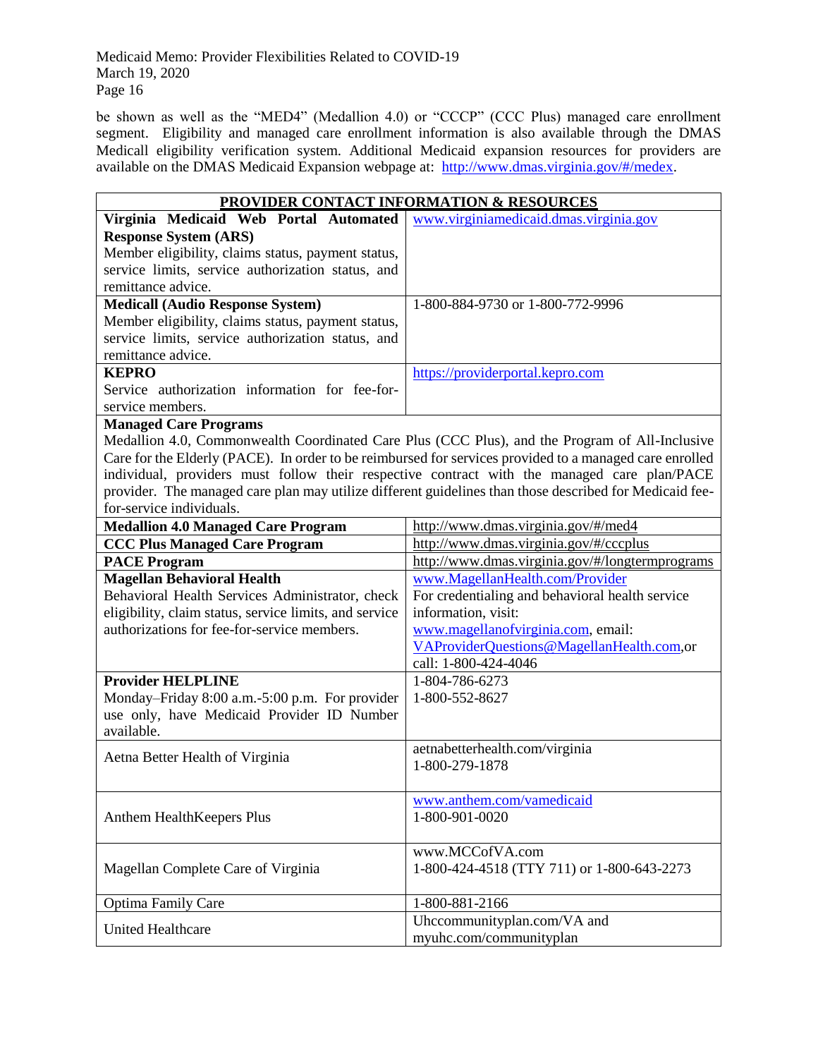be shown as well as the "MED4" (Medallion 4.0) or "CCCP" (CCC Plus) managed care enrollment segment. Eligibility and managed care enrollment information is also available through the DMAS Medicall eligibility verification system. Additional Medicaid expansion resources for providers are available on the DMAS Medicaid Expansion webpage at: http://www.dmas.virginia.gov/#/medex.

| **PROVIDER CONTACT INFORMATION & RESOURCES** | |
|---|---|
| **Virginia Medicaid Web Portal Automated Response System (ARS)**<br>Member eligibility, claims status, payment status, service limits, service authorization status, and remittance advice. | www.virginiamedicaid.dmas.virginia.gov |
| **Medicall (Audio Response System)**<br>Member eligibility, claims status, payment status, service limits, service authorization status, and remittance advice. | 1-800-884-9730 or 1-800-772-9996 |
| **KEPRO**<br>Service authorization information for fee-for-service members. | https://providerportal.kepro.com |
| **Managed Care Programs**<br>Medallion 4.0, Commonwealth Coordinated Care Plus (CCC Plus), and the Program of All-Inclusive Care for the Elderly (PACE). In order to be reimbursed for services provided to a managed care enrolled individual, providers must follow their respective contract with the managed care plan/PACE provider. The managed care plan may utilize different guidelines than those described for Medicaid fee-for-service individuals. | |
| **Medallion 4.0 Managed Care Program** | http://www.dmas.virginia.gov/#/med4 |
| **CCC Plus Managed Care Program** | http://www.dmas.virginia.gov/#/cccplus |
| **PACE Program** | http://www.dmas.virginia.gov/#/longtermprograms |
| **Magellan Behavioral Health**<br>Behavioral Health Services Administrator, check eligibility, claim status, service limits, and service authorizations for fee-for-service members. | www.MagellanHealth.com/Provider<br>For credentialing and behavioral health service information, visit:<br>www.magellanofvirginia.com, email:<br>VAProviderQuestions@MagellanHealth.com,or call: 1-800-424-4046 |
| **Provider HELPLINE**<br>Monday–Friday 8:00 a.m.-5:00 p.m. For provider use only, have Medicaid Provider ID Number available. | 1-804-786-6273<br>1-800-552-8627 |
| Aetna Better Health of Virginia | aetnabetterhealth.com/virginia<br>1-800-279-1878 |
| Anthem HealthKeepers Plus | www.anthem.com/vamedicaid<br>1-800-901-0020 |
| Magellan Complete Care of Virginia | www.MCCofVA.com<br>1-800-424-4518 (TTY 711) or 1-800-643-2273 |
| Optima Family Care | 1-800-881-2166 |
| United Healthcare | Uhccommunityplan.com/VA and<br>myuhc.com/communityplan |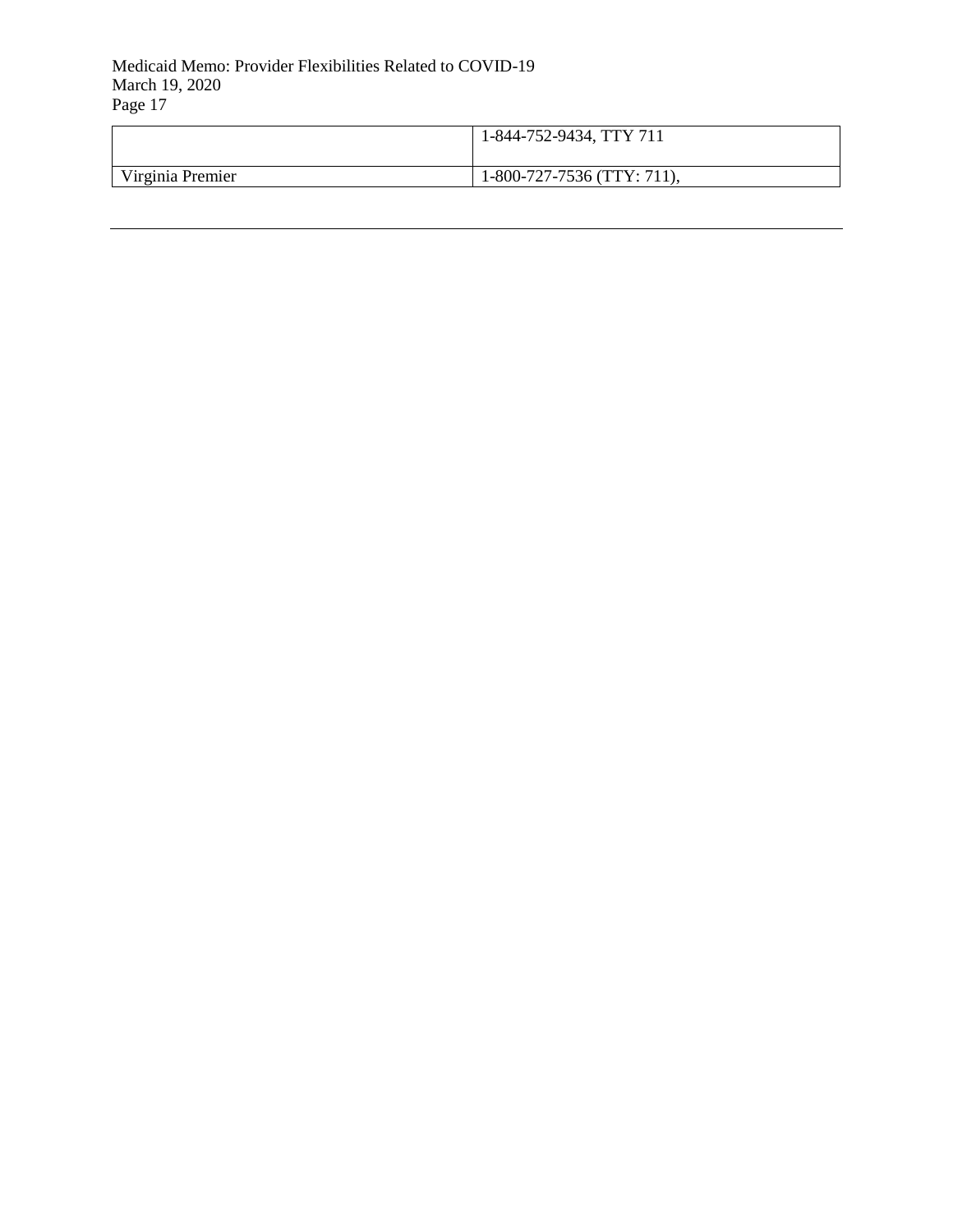| | |
|---|---|
| | 1-844-752-9434, TTY 711 |
| Virginia Premier | 1-800-727-7536 (TTY: 711), |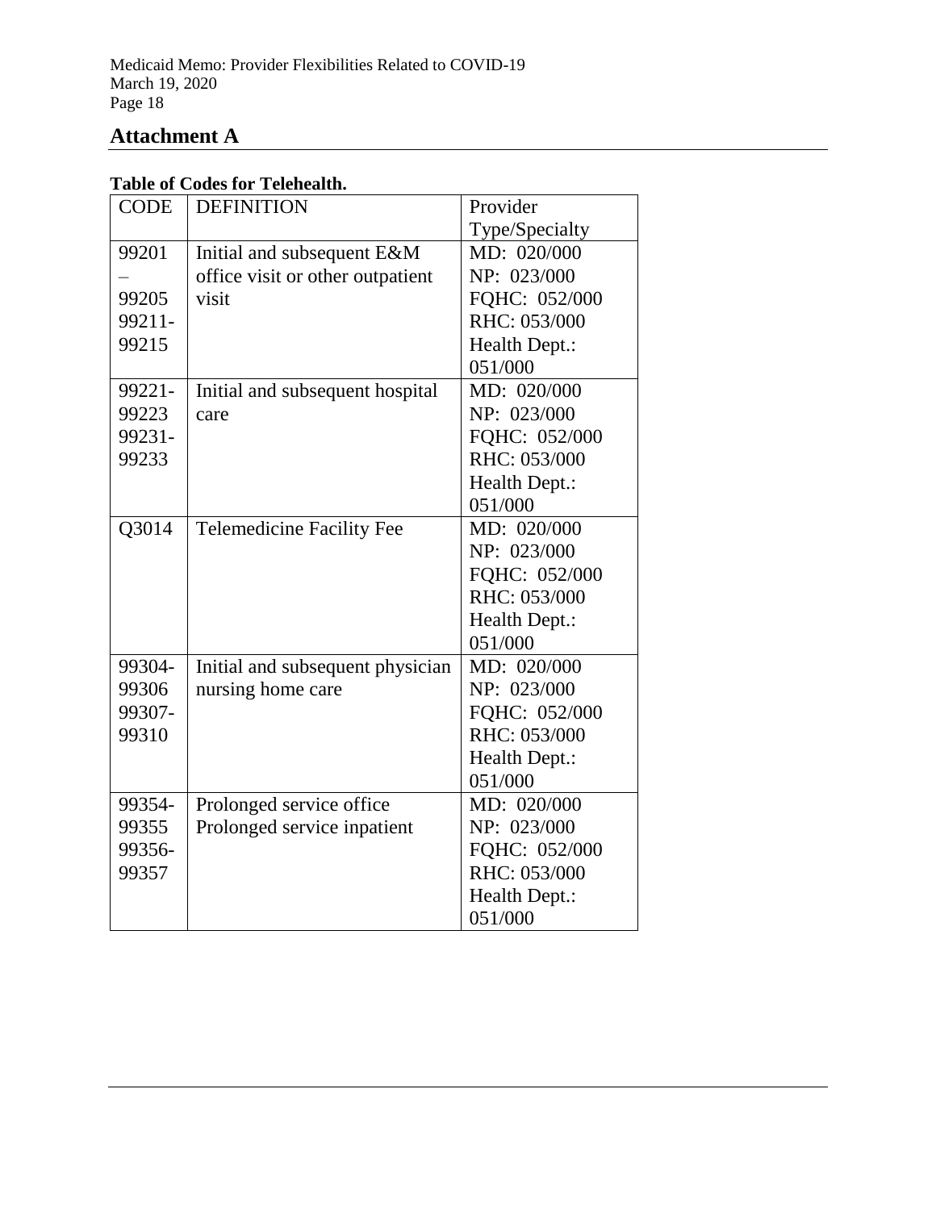## Attachment A

**Table of Codes for Telehealth.**

| CODE | DEFINITION | Provider Type/Specialty |
|---|---|---|
| 99201 – 99205 99211-99215 | Initial and subsequent E&M office visit or other outpatient visit | MD: 020/000 NP: 023/000 FQHC: 052/000 RHC: 053/000 Health Dept.: 051/000 |
| 99221-99223 99231-99233 | Initial and subsequent hospital care | MD: 020/000 NP: 023/000 FQHC: 052/000 RHC: 053/000 Health Dept.: 051/000 |
| Q3014 | Telemedicine Facility Fee | MD: 020/000 NP: 023/000 FQHC: 052/000 RHC: 053/000 Health Dept.: 051/000 |
| 99304-99306 99307-99310 | Initial and subsequent physician nursing home care | MD: 020/000 NP: 023/000 FQHC: 052/000 RHC: 053/000 Health Dept.: 051/000 |
| 99354-99355 99356-99357 | Prolonged service office Prolonged service inpatient | MD: 020/000 NP: 023/000 FQHC: 052/000 RHC: 053/000 Health Dept.: 051/000 |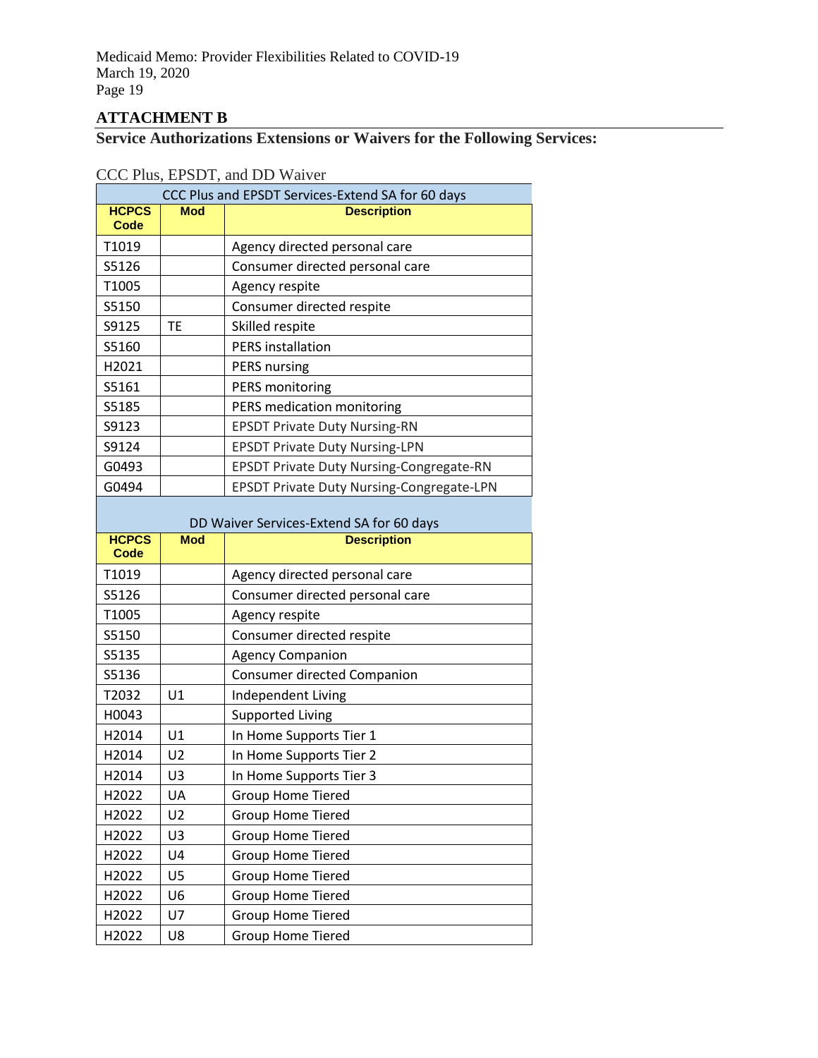## ATTACHMENT B

### Service Authorizations Extensions or Waivers for the Following Services:

CCC Plus, EPSDT, and DD Waiver

| CCC Plus and EPSDT Services-Extend SA for 60 days | | |
|---|---|---|
| **HCPCS Code** | **Mod** | **Description** |
| T1019 | | Agency directed personal care |
| S5126 | | Consumer directed personal care |
| T1005 | | Agency respite |
| S5150 | | Consumer directed respite |
| S9125 | TE | Skilled respite |
| S5160 | | PERS installation |
| H2021 | | PERS nursing |
| S5161 | | PERS monitoring |
| S5185 | | PERS medication monitoring |
| S9123 | | EPSDT Private Duty Nursing-RN |
| S9124 | | EPSDT Private Duty Nursing-LPN |
| G0493 | | EPSDT Private Duty Nursing-Congregate-RN |
| G0494 | | EPSDT Private Duty Nursing-Congregate-LPN |

| DD Waiver Services-Extend SA for 60 days | | |
|---|---|---|
| **HCPCS Code** | **Mod** | **Description** |
| T1019 | | Agency directed personal care |
| S5126 | | Consumer directed personal care |
| T1005 | | Agency respite |
| S5150 | | Consumer directed respite |
| S5135 | | Agency Companion |
| S5136 | | Consumer directed Companion |
| T2032 | U1 | Independent Living |
| H0043 | | Supported Living |
| H2014 | U1 | In Home Supports Tier 1 |
| H2014 | U2 | In Home Supports Tier 2 |
| H2014 | U3 | In Home Supports Tier 3 |
| H2022 | UA | Group Home Tiered |
| H2022 | U2 | Group Home Tiered |
| H2022 | U3 | Group Home Tiered |
| H2022 | U4 | Group Home Tiered |
| H2022 | U5 | Group Home Tiered |
| H2022 | U6 | Group Home Tiered |
| H2022 | U7 | Group Home Tiered |
| H2022 | U8 | Group Home Tiered |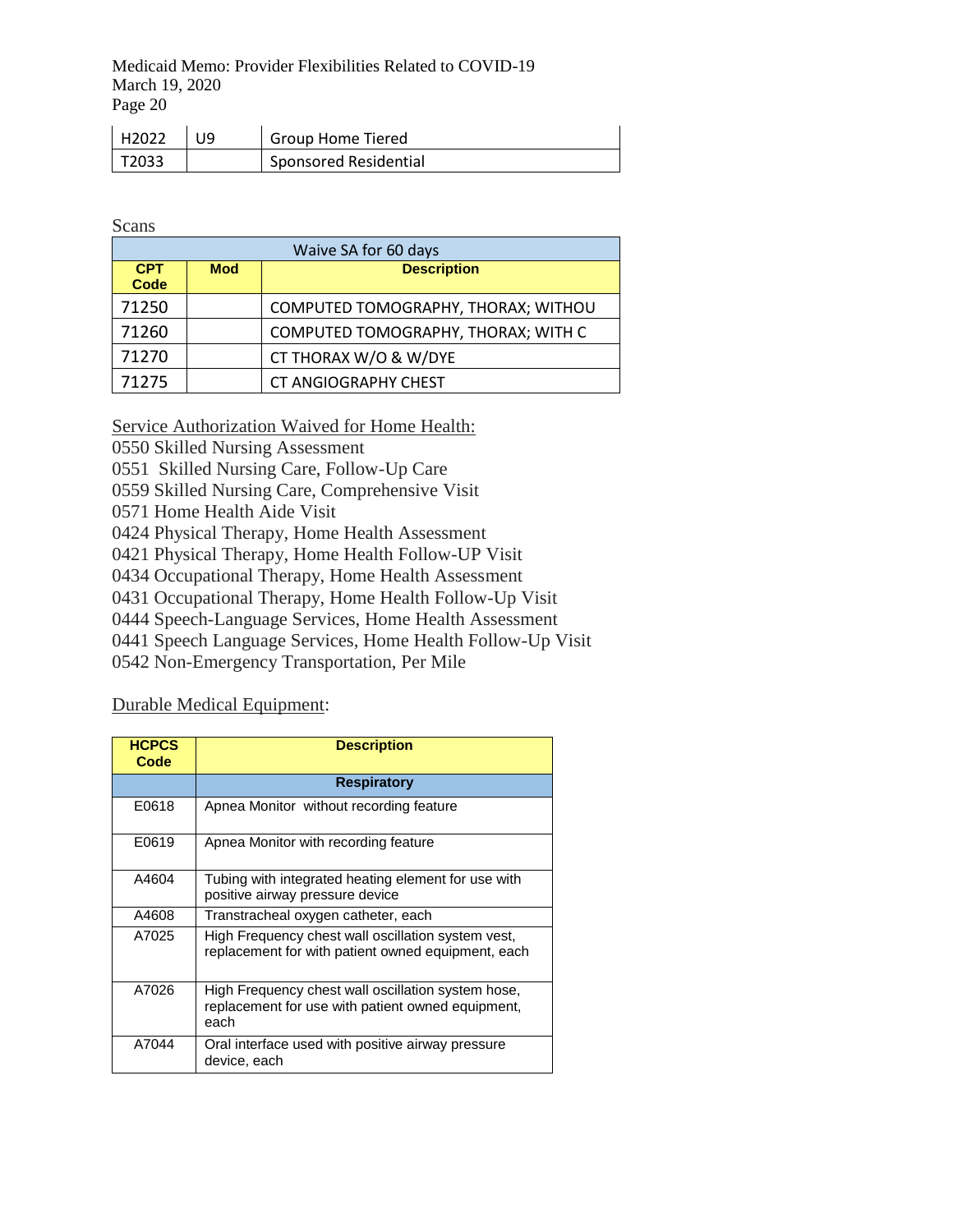| H2022 | U9 | Group Home Tiered |
|---|---|---|
| T2033 | | Sponsored Residential |

Scans

| Waive SA for 60 days | | |
|---|---|---|
| **CPT Code** | **Mod** | **Description** |
| 71250 | | COMPUTED TOMOGRAPHY, THORAX; WITHOU |
| 71260 | | COMPUTED TOMOGRAPHY, THORAX; WITH C |
| 71270 | | CT THORAX W/O & W/DYE |
| 71275 | | CT ANGIOGRAPHY CHEST |

Service Authorization Waived for Home Health:

0550 Skilled Nursing Assessment
0551 Skilled Nursing Care, Follow-Up Care
0559 Skilled Nursing Care, Comprehensive Visit
0571 Home Health Aide Visit
0424 Physical Therapy, Home Health Assessment
0421 Physical Therapy, Home Health Follow-UP Visit
0434 Occupational Therapy, Home Health Assessment
0431 Occupational Therapy, Home Health Follow-Up Visit
0444 Speech-Language Services, Home Health Assessment
0441 Speech Language Services, Home Health Follow-Up Visit
0542 Non-Emergency Transportation, Per Mile

Durable Medical Equipment:

| HCPCS Code | Description |
|---|---|
| | **Respiratory** |
| E0618 | Apnea Monitor without recording feature |
| E0619 | Apnea Monitor with recording feature |
| A4604 | Tubing with integrated heating element for use with positive airway pressure device |
| A4608 | Transtracheal oxygen catheter, each |
| A7025 | High Frequency chest wall oscillation system vest, replacement for with patient owned equipment, each |
| A7026 | High Frequency chest wall oscillation system hose, replacement for use with patient owned equipment, each |
| A7044 | Oral interface used with positive airway pressure device, each |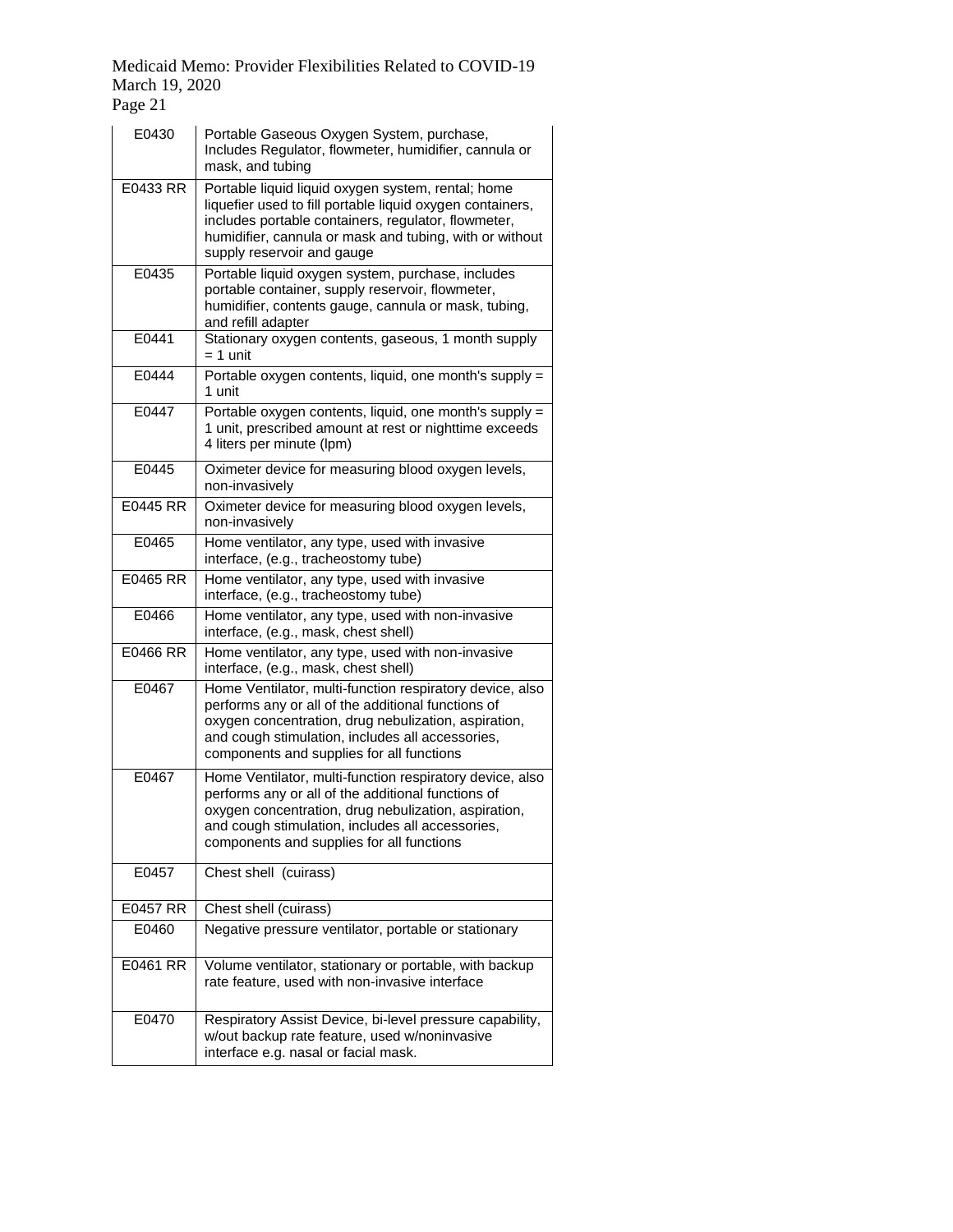| E0430 | Portable Gaseous Oxygen System, purchase, Includes Regulator, flowmeter, humidifier, cannula or mask, and tubing |
|---|---|
| E0433 RR | Portable liquid liquid oxygen system, rental; home liquefier used to fill portable liquid oxygen containers, includes portable containers, regulator, flowmeter, humidifier, cannula or mask and tubing, with or without supply reservoir and gauge |
| E0435 | Portable liquid oxygen system, purchase, includes portable container, supply reservoir, flowmeter, humidifier, contents gauge, cannula or mask, tubing, and refill adapter |
| E0441 | Stationary oxygen contents, gaseous, 1 month supply = 1 unit |
| E0444 | Portable oxygen contents, liquid, one month's supply = 1 unit |
| E0447 | Portable oxygen contents, liquid, one month's supply = 1 unit, prescribed amount at rest or nighttime exceeds 4 liters per minute (lpm) |
| E0445 | Oximeter device for measuring blood oxygen levels, non-invasively |
| E0445 RR | Oximeter device for measuring blood oxygen levels, non-invasively |
| E0465 | Home ventilator, any type, used with invasive interface, (e.g., tracheostomy tube) |
| E0465 RR | Home ventilator, any type, used with invasive interface, (e.g., tracheostomy tube) |
| E0466 | Home ventilator, any type, used with non-invasive interface, (e.g., mask, chest shell) |
| E0466 RR | Home ventilator, any type, used with non-invasive interface, (e.g., mask, chest shell) |
| E0467 | Home Ventilator, multi-function respiratory device, also performs any or all of the additional functions of oxygen concentration, drug nebulization, aspiration, and cough stimulation, includes all accessories, components and supplies for all functions |
| E0467 | Home Ventilator, multi-function respiratory device, also performs any or all of the additional functions of oxygen concentration, drug nebulization, aspiration, and cough stimulation, includes all accessories, components and supplies for all functions |
| E0457 | Chest shell (cuirass) |
| E0457 RR | Chest shell (cuirass) |
| E0460 | Negative pressure ventilator, portable or stationary |
| E0461 RR | Volume ventilator, stationary or portable, with backup rate feature, used with non-invasive interface |
| E0470 | Respiratory Assist Device, bi-level pressure capability, w/out backup rate feature, used w/noninvasive interface e.g. nasal or facial mask. |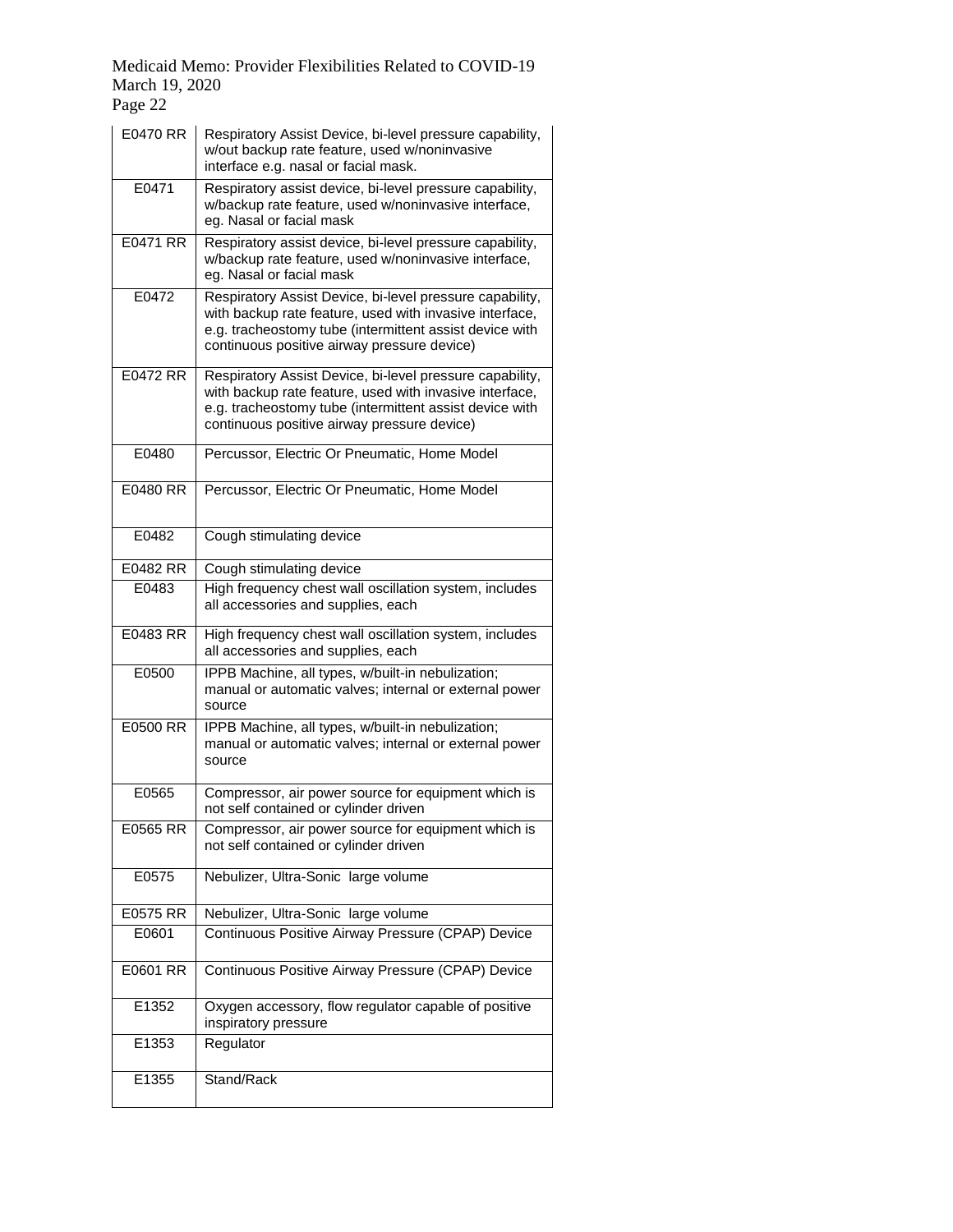| E0470 RR | Respiratory Assist Device, bi-level pressure capability, w/out backup rate feature, used w/noninvasive interface e.g. nasal or facial mask. |
|---|---|
| E0471 | Respiratory assist device, bi-level pressure capability, w/backup rate feature, used w/noninvasive interface, eg. Nasal or facial mask |
| E0471 RR | Respiratory assist device, bi-level pressure capability, w/backup rate feature, used w/noninvasive interface, eg. Nasal or facial mask |
| E0472 | Respiratory Assist Device, bi-level pressure capability, with backup rate feature, used with invasive interface, e.g. tracheostomy tube (intermittent assist device with continuous positive airway pressure device) |
| E0472 RR | Respiratory Assist Device, bi-level pressure capability, with backup rate feature, used with invasive interface, e.g. tracheostomy tube (intermittent assist device with continuous positive airway pressure device) |
| E0480 | Percussor, Electric Or Pneumatic, Home Model |
| E0480 RR | Percussor, Electric Or Pneumatic, Home Model |
| E0482 | Cough stimulating device |
| E0482 RR | Cough stimulating device |
| E0483 | High frequency chest wall oscillation system, includes all accessories and supplies, each |
| E0483 RR | High frequency chest wall oscillation system, includes all accessories and supplies, each |
| E0500 | IPPB Machine, all types, w/built-in nebulization; manual or automatic valves; internal or external power source |
| E0500 RR | IPPB Machine, all types, w/built-in nebulization; manual or automatic valves; internal or external power source |
| E0565 | Compressor, air power source for equipment which is not self contained or cylinder driven |
| E0565 RR | Compressor, air power source for equipment which is not self contained or cylinder driven |
| E0575 | Nebulizer, Ultra-Sonic large volume |
| E0575 RR | Nebulizer, Ultra-Sonic large volume |
| E0601 | Continuous Positive Airway Pressure (CPAP) Device |
| E0601 RR | Continuous Positive Airway Pressure (CPAP) Device |
| E1352 | Oxygen accessory, flow regulator capable of positive inspiratory pressure |
| E1353 | Regulator |
| E1355 | Stand/Rack |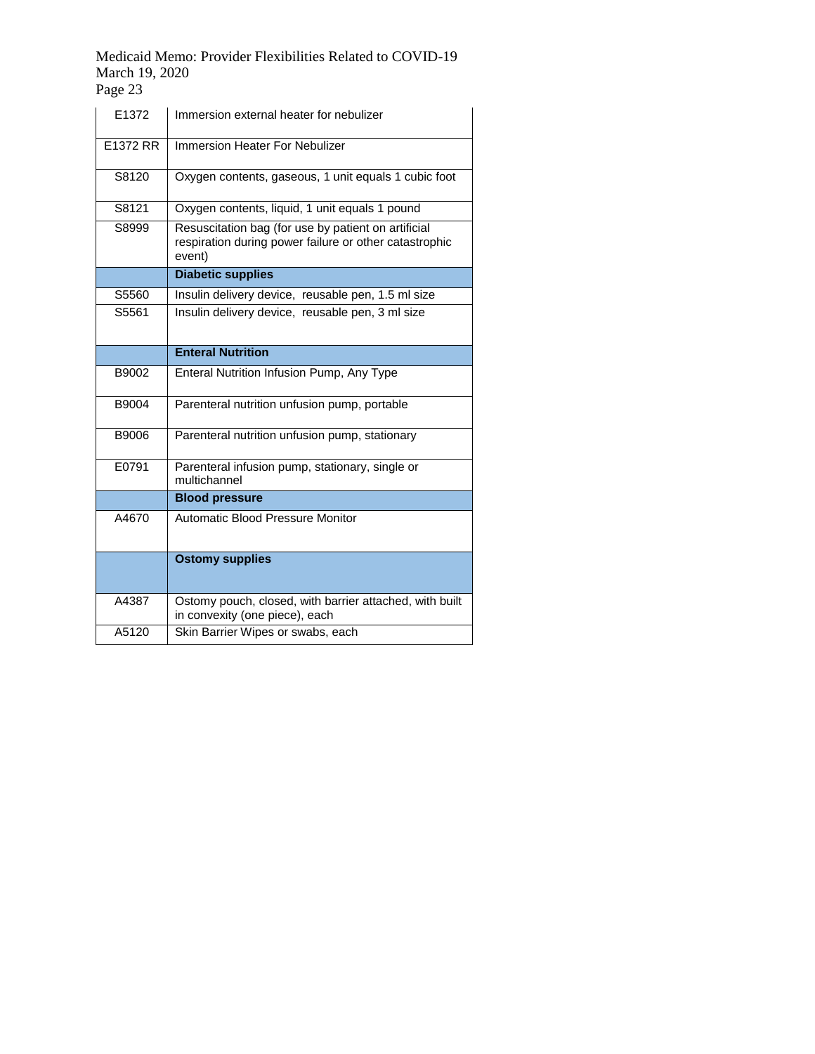| | |
|---|---|
| E1372 | Immersion external heater for nebulizer |
| E1372 RR | Immersion Heater For Nebulizer |
| S8120 | Oxygen contents, gaseous, 1 unit equals 1 cubic foot |
| S8121 | Oxygen contents, liquid, 1 unit equals 1 pound |
| S8999 | Resuscitation bag (for use by patient on artificial respiration during power failure or other catastrophic event) |
| | **Diabetic supplies** |
| S5560 | Insulin delivery device, reusable pen, 1.5 ml size |
| S5561 | Insulin delivery device, reusable pen, 3 ml size |
| | **Enteral Nutrition** |
| B9002 | Enteral Nutrition Infusion Pump, Any Type |
| B9004 | Parenteral nutrition unfusion pump, portable |
| B9006 | Parenteral nutrition unfusion pump, stationary |
| E0791 | Parenteral infusion pump, stationary, single or multichannel |
| | **Blood pressure** |
| A4670 | Automatic Blood Pressure Monitor |
| | **Ostomy supplies** |
| A4387 | Ostomy pouch, closed, with barrier attached, with built in convexity (one piece), each |
| A5120 | Skin Barrier Wipes or swabs, each |